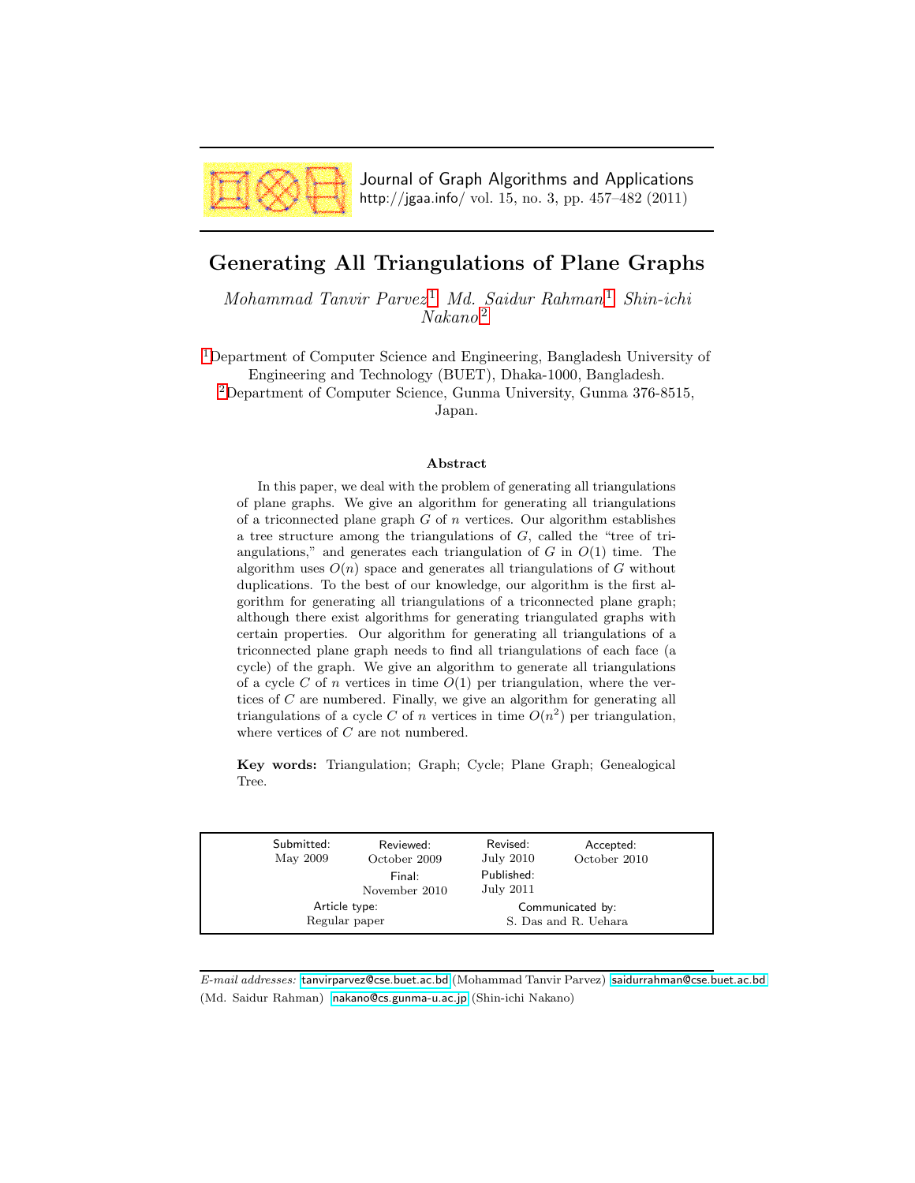Journal of Graph Algorithms and Applications
http://jgaa.info/ vol. 15, no. 3, pp. 457–482 (2011)

# Generating All Triangulations of Plane Graphs

*Mohammad Tanvir Parvez* [1] *Md. Saidur Rahman* [1] *Shin-ichi Nakano* [2]

[1]Department of Computer Science and Engineering, Bangladesh University of Engineering and Technology (BUET), Dhaka-1000, Bangladesh.
[2]Department of Computer Science, Gunma University, Gunma 376-8515, Japan.

### Abstract

In this paper, we deal with the problem of generating all triangulations of plane graphs. We give an algorithm for generating all triangulations of a triconnected plane graph $G$ of $n$ vertices. Our algorithm establishes a tree structure among the triangulations of $G$, called the "tree of triangulations," and generates each triangulation of $G$ in $O(1)$ time. The algorithm uses $O(n)$ space and generates all triangulations of $G$ without duplications. To the best of our knowledge, our algorithm is the first algorithm for generating all triangulations of a triconnected plane graph; although there exist algorithms for generating triangulated graphs with certain properties. Our algorithm for generating all triangulations of a triconnected plane graph needs to find all triangulations of each face (a cycle) of the graph. We give an algorithm to generate all triangulations of a cycle $C$ of $n$ vertices in time $O(1)$ per triangulation, where the vertices of $C$ are numbered. Finally, we give an algorithm for generating all triangulations of a cycle $C$ of $n$ vertices in time $O(n^2)$ per triangulation, where vertices of $C$ are not numbered.

**Key words:** Triangulation; Graph; Cycle; Plane Graph; Genealogical Tree.

| Submitted: | Reviewed: | Revised: | Accepted: |
|---|---|---|---|
| May 2009 | October 2009 | July 2010 | October 2010 |
| | Final: November 2010 | Published: July 2011 | |
| Article type: Regular paper | | Communicated by: S. Das and R. Uehara | |

*E-mail addresses:* tanvirparvez@cse.buet.ac.bd (Mohammad Tanvir Parvez) saidurrahman@cse.buet.ac.bd (Md. Saidur Rahman) nakano@cs.gunma-u.ac.jp (Shin-ichi Nakano)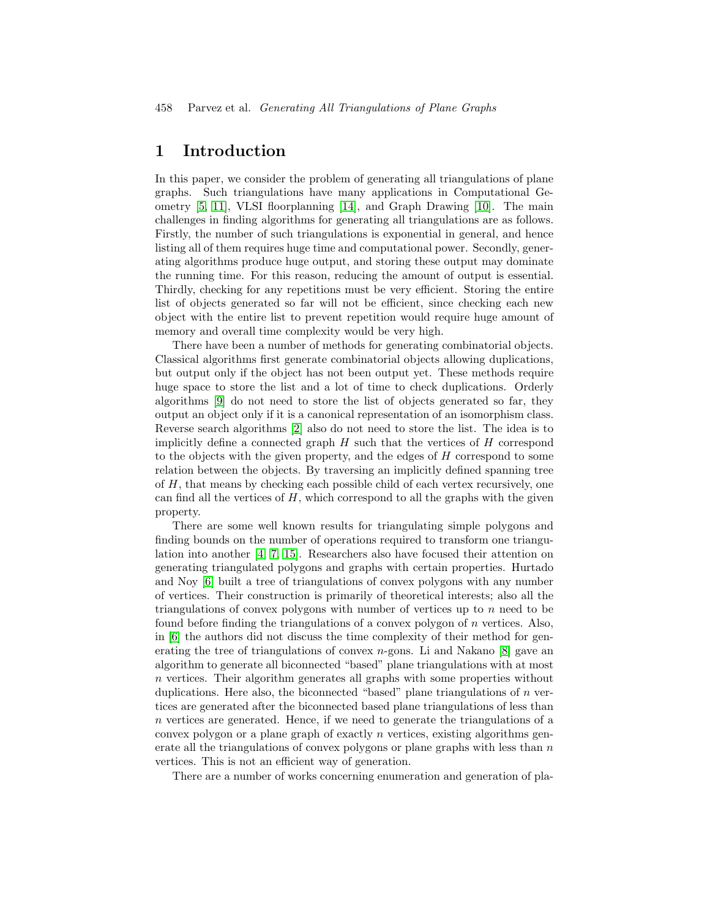# 1 Introduction

In this paper, we consider the problem of generating all triangulations of plane graphs. Such triangulations have many applications in Computational Geometry [5, 11], VLSI floorplanning [14], and Graph Drawing [10]. The main challenges in finding algorithms for generating all triangulations are as follows. Firstly, the number of such triangulations is exponential in general, and hence listing all of them requires huge time and computational power. Secondly, generating algorithms produce huge output, and storing these output may dominate the running time. For this reason, reducing the amount of output is essential. Thirdly, checking for any repetitions must be very efficient. Storing the entire list of objects generated so far will not be efficient, since checking each new object with the entire list to prevent repetition would require huge amount of memory and overall time complexity would be very high.

There have been a number of methods for generating combinatorial objects. Classical algorithms first generate combinatorial objects allowing duplications, but output only if the object has not been output yet. These methods require huge space to store the list and a lot of time to check duplications. Orderly algorithms [9] do not need to store the list of objects generated so far, they output an object only if it is a canonical representation of an isomorphism class. Reverse search algorithms [2] also do not need to store the list. The idea is to implicitly define a connected graph $H$ such that the vertices of $H$ correspond to the objects with the given property, and the edges of $H$ correspond to some relation between the objects. By traversing an implicitly defined spanning tree of $H$, that means by checking each possible child of each vertex recursively, one can find all the vertices of $H$, which correspond to all the graphs with the given property.

There are some well known results for triangulating simple polygons and finding bounds on the number of operations required to transform one triangulation into another [4, 7, 15]. Researchers also have focused their attention on generating triangulated polygons and graphs with certain properties. Hurtado and Noy [6] built a tree of triangulations of convex polygons with any number of vertices. Their construction is primarily of theoretical interests; also all the triangulations of convex polygons with number of vertices up to $n$ need to be found before finding the triangulations of a convex polygon of $n$ vertices. Also, in [6] the authors did not discuss the time complexity of their method for generating the tree of triangulations of convex $n$-gons. Li and Nakano [8] gave an algorithm to generate all biconnected "based" plane triangulations with at most $n$ vertices. Their algorithm generates all graphs with some properties without duplications. Here also, the biconnected "based" plane triangulations of $n$ vertices are generated after the biconnected based plane triangulations of less than $n$ vertices are generated. Hence, if we need to generate the triangulations of a convex polygon or a plane graph of exactly $n$ vertices, existing algorithms generate all the triangulations of convex polygons or plane graphs with less than $n$ vertices. This is not an efficient way of generation.

There are a number of works concerning enumeration and generation of pla-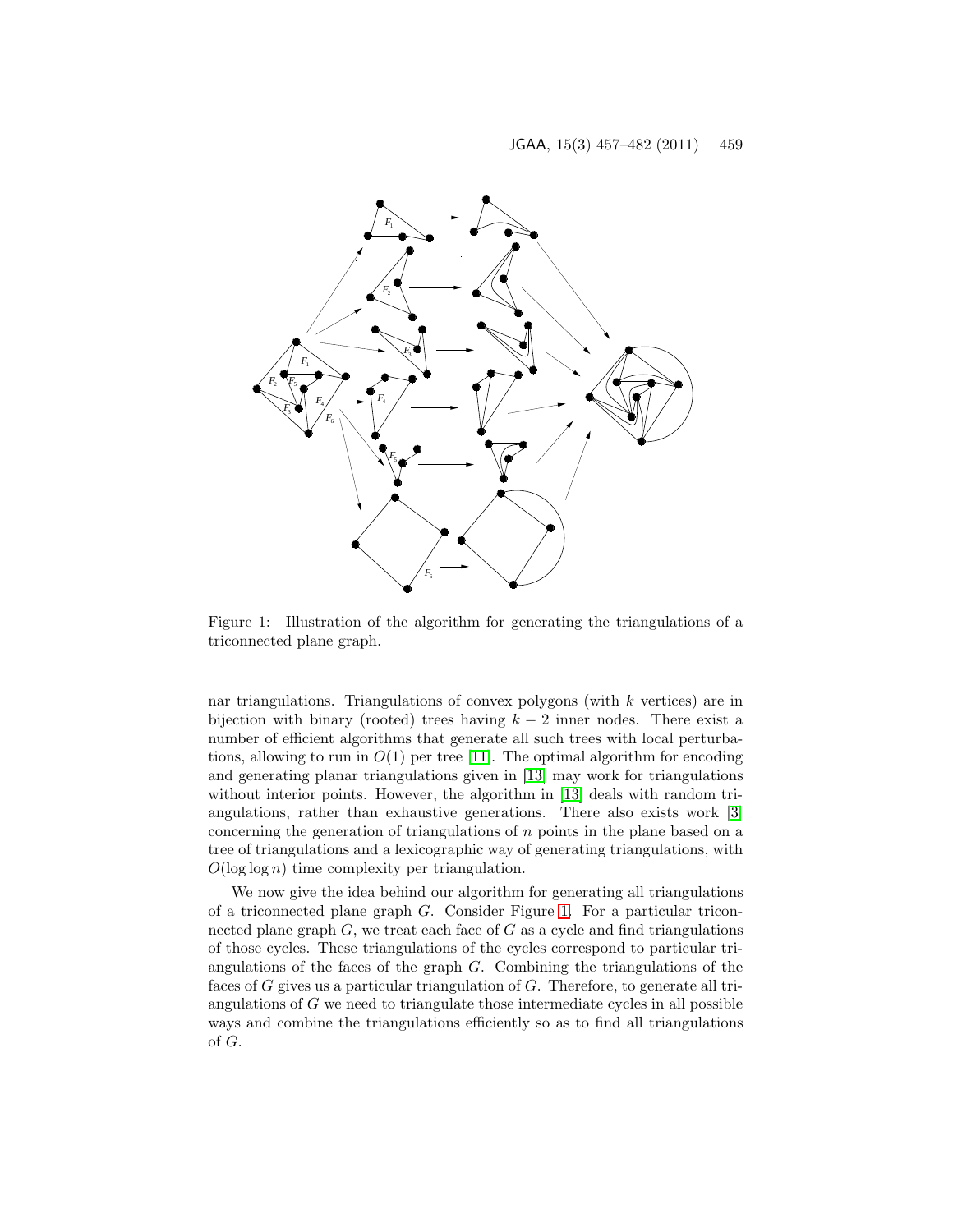Figure 1: Illustration of the algorithm for generating the triangulations of a triconnected plane graph.

nar triangulations. Triangulations of convex polygons (with $k$ vertices) are in bijection with binary (rooted) trees having $k-2$ inner nodes. There exist a number of efficient algorithms that generate all such trees with local perturbations, allowing to run in $O(1)$ per tree [11]. The optimal algorithm for encoding and generating planar triangulations given in [13] may work for triangulations without interior points. However, the algorithm in [13] deals with random triangulations, rather than exhaustive generations. There also exists work [3] concerning the generation of triangulations of $n$ points in the plane based on a tree of triangulations and a lexicographic way of generating triangulations, with $O(\log \log n)$ time complexity per triangulation.

We now give the idea behind our algorithm for generating all triangulations of a triconnected plane graph $G$. Consider Figure 1. For a particular triconnected plane graph $G$, we treat each face of $G$ as a cycle and find triangulations of those cycles. These triangulations of the cycles correspond to particular triangulations of the faces of the graph $G$. Combining the triangulations of the faces of $G$ gives us a particular triangulation of $G$. Therefore, to generate all triangulations of $G$ we need to triangulate those intermediate cycles in all possible ways and combine the triangulations efficiently so as to find all triangulations of $G$.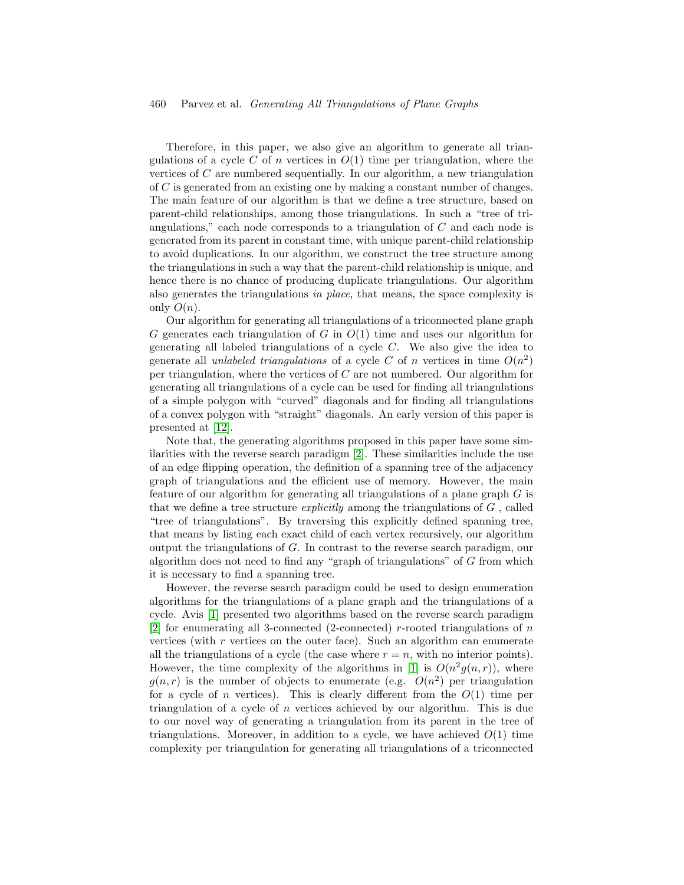Therefore, in this paper, we also give an algorithm to generate all triangulations of a cycle $C$ of $n$ vertices in $O(1)$ time per triangulation, where the vertices of $C$ are numbered sequentially. In our algorithm, a new triangulation of $C$ is generated from an existing one by making a constant number of changes. The main feature of our algorithm is that we define a tree structure, based on parent-child relationships, among those triangulations. In such a "tree of triangulations," each node corresponds to a triangulation of $C$ and each node is generated from its parent in constant time, with unique parent-child relationship to avoid duplications. In our algorithm, we construct the tree structure among the triangulations in such a way that the parent-child relationship is unique, and hence there is no chance of producing duplicate triangulations. Our algorithm also generates the triangulations *in place*, that means, the space complexity is only $O(n)$.

Our algorithm for generating all triangulations of a triconnected plane graph $G$ generates each triangulation of $G$ in $O(1)$ time and uses our algorithm for generating all labeled triangulations of a cycle $C$. We also give the idea to generate all *unlabeled triangulations* of a cycle $C$ of $n$ vertices in time $O(n^2)$ per triangulation, where the vertices of $C$ are not numbered. Our algorithm for generating all triangulations of a cycle can be used for finding all triangulations of a simple polygon with "curved" diagonals and for finding all triangulations of a convex polygon with "straight" diagonals. An early version of this paper is presented at [12].

Note that, the generating algorithms proposed in this paper have some similarities with the reverse search paradigm [2]. These similarities include the use of an edge flipping operation, the definition of a spanning tree of the adjacency graph of triangulations and the efficient use of memory. However, the main feature of our algorithm for generating all triangulations of a plane graph $G$ is that we define a tree structure *explicitly* among the triangulations of $G$ , called "tree of triangulations". By traversing this explicitly defined spanning tree, that means by listing each exact child of each vertex recursively, our algorithm output the triangulations of $G$. In contrast to the reverse search paradigm, our algorithm does not need to find any "graph of triangulations" of $G$ from which it is necessary to find a spanning tree.

However, the reverse search paradigm could be used to design enumeration algorithms for the triangulations of a plane graph and the triangulations of a cycle. Avis [1] presented two algorithms based on the reverse search paradigm [2] for enumerating all 3-connected (2-connected) $r$-rooted triangulations of $n$ vertices (with $r$ vertices on the outer face). Such an algorithm can enumerate all the triangulations of a cycle (the case where $r = n$, with no interior points). However, the time complexity of the algorithms in [1] is $O(n^2 g(n,r))$, where $g(n,r)$ is the number of objects to enumerate (e.g. $O(n^2)$ per triangulation for a cycle of $n$ vertices). This is clearly different from the $O(1)$ time per triangulation of a cycle of $n$ vertices achieved by our algorithm. This is due to our novel way of generating a triangulation from its parent in the tree of triangulations. Moreover, in addition to a cycle, we have achieved $O(1)$ time complexity per triangulation for generating all triangulations of a triconnected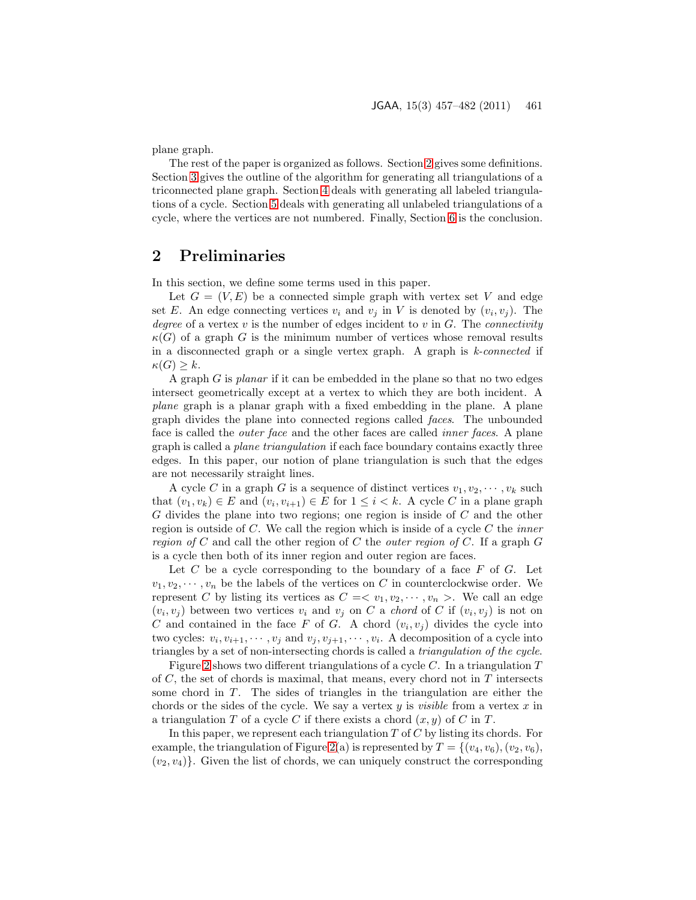plane graph.

The rest of the paper is organized as follows. Section 2 gives some definitions. Section 3 gives the outline of the algorithm for generating all triangulations of a triconnected plane graph. Section 4 deals with generating all labeled triangulations of a cycle. Section 5 deals with generating all unlabeled triangulations of a cycle, where the vertices are not numbered. Finally, Section 6 is the conclusion.

## 2 Preliminaries

In this section, we define some terms used in this paper.

Let $G = (V, E)$ be a connected simple graph with vertex set $V$ and edge set $E$. An edge connecting vertices $v_i$ and $v_j$ in $V$ is denoted by $(v_i, v_j)$. The *degree* of a vertex $v$ is the number of edges incident to $v$ in $G$. The *connectivity* $\kappa(G)$ of a graph $G$ is the minimum number of vertices whose removal results in a disconnected graph or a single vertex graph. A graph is *k-connected* if $\kappa(G) \geq k$.

A graph $G$ is *planar* if it can be embedded in the plane so that no two edges intersect geometrically except at a vertex to which they are both incident. A *plane* graph is a planar graph with a fixed embedding in the plane. A plane graph divides the plane into connected regions called *faces*. The unbounded face is called the *outer face* and the other faces are called *inner faces*. A plane graph is called a *plane triangulation* if each face boundary contains exactly three edges. In this paper, our notion of plane triangulation is such that the edges are not necessarily straight lines.

A cycle $C$ in a graph $G$ is a sequence of distinct vertices $v_1, v_2, \cdots, v_k$ such that $(v_1, v_k) \in E$ and $(v_i, v_{i+1}) \in E$ for $1 \leq i < k$. A cycle $C$ in a plane graph $G$ divides the plane into two regions; one region is inside of $C$ and the other region is outside of $C$. We call the region which is inside of a cycle $C$ the *inner region of* $C$ and call the other region of $C$ the *outer region of* $C$. If a graph $G$ is a cycle then both of its inner region and outer region are faces.

Let $C$ be a cycle corresponding to the boundary of a face $F$ of $G$. Let $v_1, v_2, \cdots, v_n$ be the labels of the vertices on $C$ in counterclockwise order. We represent $C$ by listing its vertices as $C = < v_1, v_2, \cdots, v_n >$. We call an edge $(v_i, v_j)$ between two vertices $v_i$ and $v_j$ on $C$ a *chord* of $C$ if $(v_i, v_j)$ is not on $C$ and contained in the face $F$ of $G$. A chord $(v_i, v_j)$ divides the cycle into two cycles: $v_i, v_{i+1}, \cdots, v_j$ and $v_j, v_{j+1}, \cdots, v_i$. A decomposition of a cycle into triangles by a set of non-intersecting chords is called a *triangulation of the cycle*.

Figure 2 shows two different triangulations of a cycle $C$. In a triangulation $T$ of $C$, the set of chords is maximal, that means, every chord not in $T$ intersects some chord in $T$. The sides of triangles in the triangulation are either the chords or the sides of the cycle. We say a vertex $y$ is *visible* from a vertex $x$ in a triangulation $T$ of a cycle $C$ if there exists a chord $(x, y)$ of $C$ in $T$.

In this paper, we represent each triangulation $T$ of $C$ by listing its chords. For example, the triangulation of Figure 2(a) is represented by $T = \{(v_4, v_6), (v_2, v_6), (v_2, v_4)\}$. Given the list of chords, we can uniquely construct the corresponding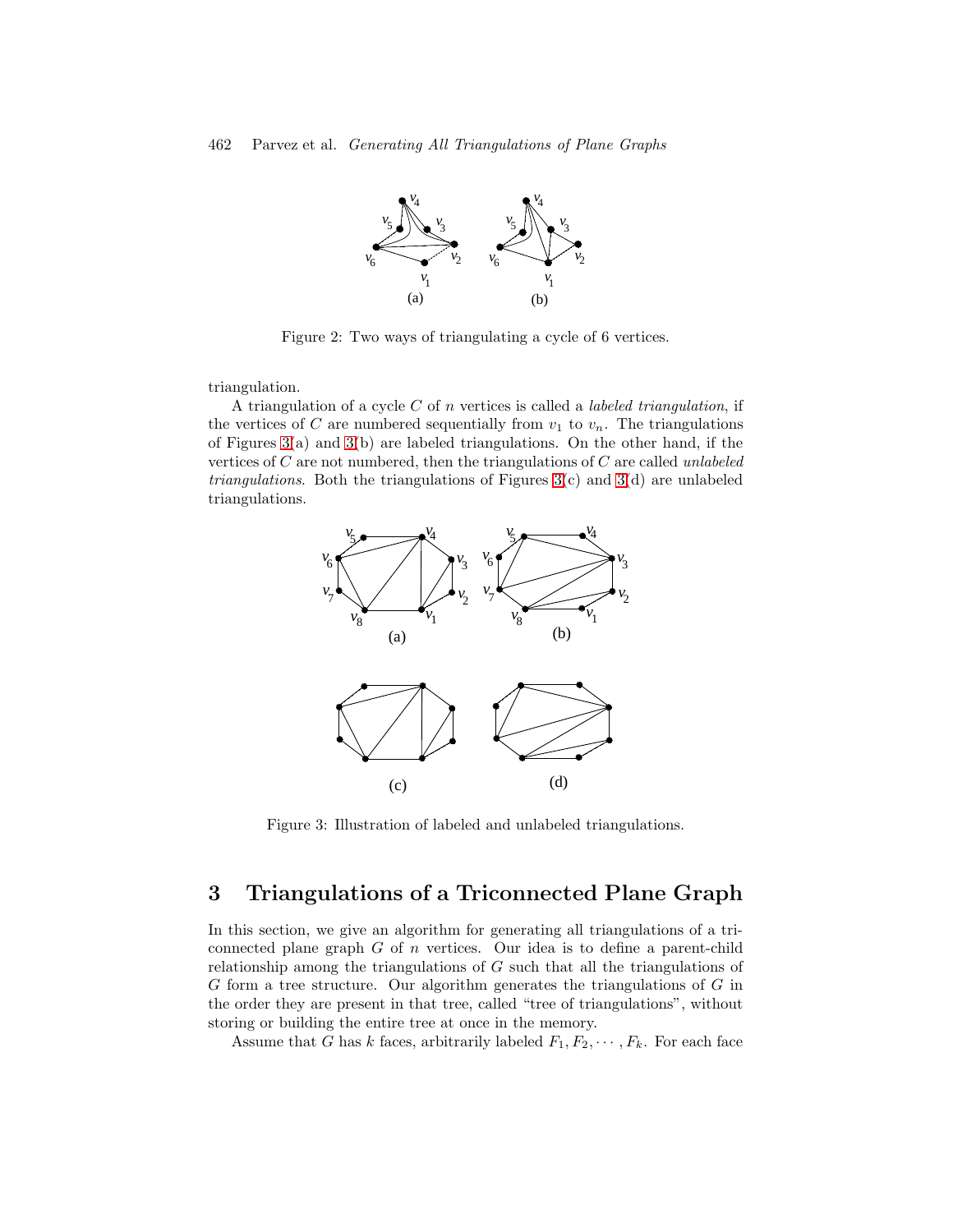Figure 2: Two ways of triangulating a cycle of 6 vertices.

triangulation.

A triangulation of a cycle $C$ of $n$ vertices is called a *labeled triangulation*, if the vertices of $C$ are numbered sequentially from $v_1$ to $v_n$. The triangulations of Figures 3(a) and 3(b) are labeled triangulations. On the other hand, if the vertices of $C$ are not numbered, then the triangulations of $C$ are called *unlabeled triangulations*. Both the triangulations of Figures 3(c) and 3(d) are unlabeled triangulations.

Figure 3: Illustration of labeled and unlabeled triangulations.

## 3 Triangulations of a Triconnected Plane Graph

In this section, we give an algorithm for generating all triangulations of a triconnected plane graph $G$ of $n$ vertices. Our idea is to define a parent-child relationship among the triangulations of $G$ such that all the triangulations of $G$ form a tree structure. Our algorithm generates the triangulations of $G$ in the order they are present in that tree, called "tree of triangulations", without storing or building the entire tree at once in the memory.

Assume that $G$ has $k$ faces, arbitrarily labeled $F_1, F_2, \cdots, F_k$. For each face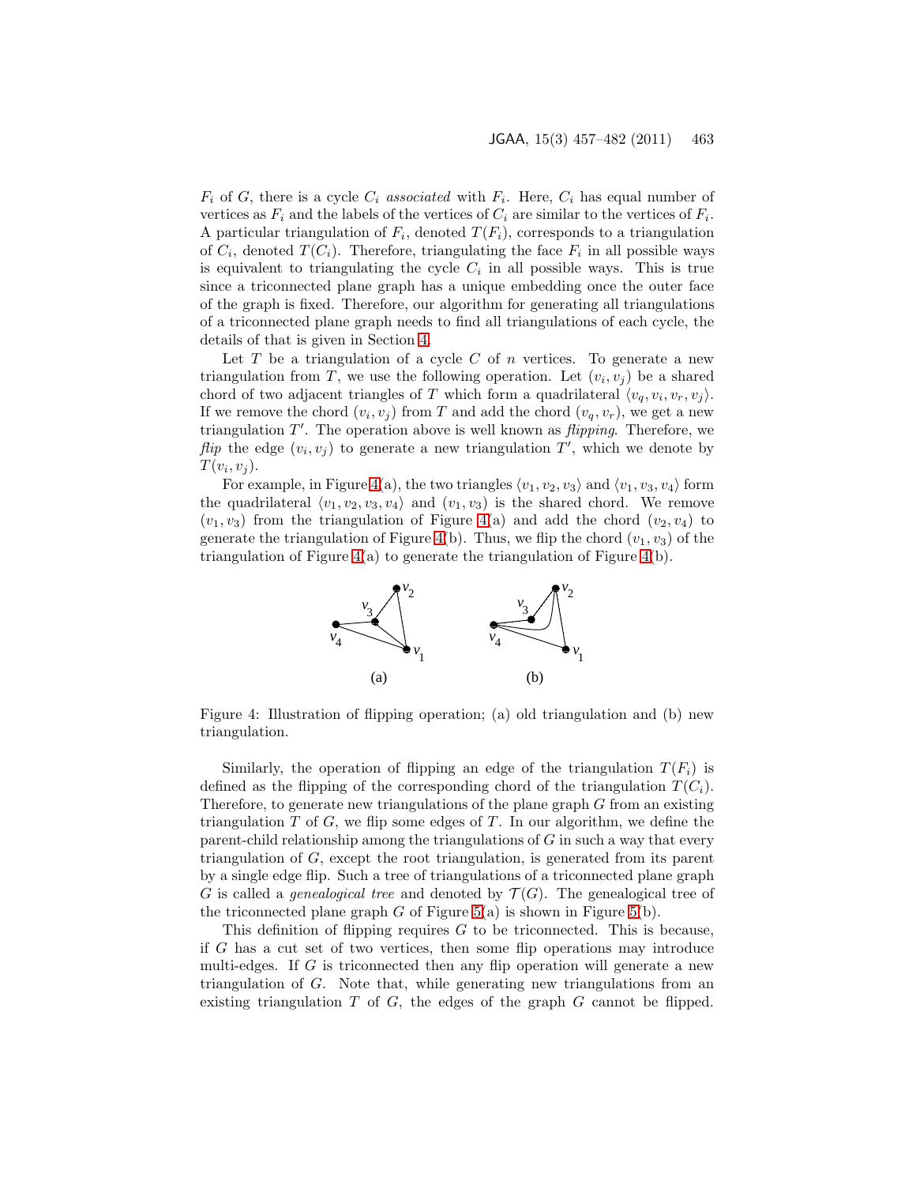$F_i$ of $G$, there is a cycle $C_i$ *associated* with $F_i$. Here, $C_i$ has equal number of vertices as $F_i$ and the labels of the vertices of $C_i$ are similar to the vertices of $F_i$. A particular triangulation of $F_i$, denoted $T(F_i)$, corresponds to a triangulation of $C_i$, denoted $T(C_i)$. Therefore, triangulating the face $F_i$ in all possible ways is equivalent to triangulating the cycle $C_i$ in all possible ways. This is true since a triconnected plane graph has a unique embedding once the outer face of the graph is fixed. Therefore, our algorithm for generating all triangulations of a triconnected plane graph needs to find all triangulations of each cycle, the details of that is given in Section 4.

Let $T$ be a triangulation of a cycle $C$ of $n$ vertices. To generate a new triangulation from $T$, we use the following operation. Let $(v_i, v_j)$ be a shared chord of two adjacent triangles of $T$ which form a quadrilateral $\langle v_q, v_i, v_r, v_j \rangle$. If we remove the chord $(v_i, v_j)$ from $T$ and add the chord $(v_q, v_r)$, we get a new triangulation $T'$. The operation above is well known as *flipping*. Therefore, we *flip* the edge $(v_i, v_j)$ to generate a new triangulation $T'$, which we denote by $T(v_i, v_j)$.

For example, in Figure 4(a), the two triangles $\langle v_1, v_2, v_3 \rangle$ and $\langle v_1, v_3, v_4 \rangle$ form the quadrilateral $\langle v_1, v_2, v_3, v_4 \rangle$ and $(v_1, v_3)$ is the shared chord. We remove $(v_1, v_3)$ from the triangulation of Figure 4(a) and add the chord $(v_2, v_4)$ to generate the triangulation of Figure 4(b). Thus, we flip the chord $(v_1, v_3)$ of the triangulation of Figure 4(a) to generate the triangulation of Figure 4(b).

Figure 4: Illustration of flipping operation; (a) old triangulation and (b) new triangulation.

Similarly, the operation of flipping an edge of the triangulation $T(F_i)$ is defined as the flipping of the corresponding chord of the triangulation $T(C_i)$. Therefore, to generate new triangulations of the plane graph $G$ from an existing triangulation $T$ of $G$, we flip some edges of $T$. In our algorithm, we define the parent-child relationship among the triangulations of $G$ in such a way that every triangulation of $G$, except the root triangulation, is generated from its parent by a single edge flip. Such a tree of triangulations of a triconnected plane graph $G$ is called a *genealogical tree* and denoted by $\mathcal{T}(G)$. The genealogical tree of the triconnected plane graph $G$ of Figure 5(a) is shown in Figure 5(b).

This definition of flipping requires $G$ to be triconnected. This is because, if $G$ has a cut set of two vertices, then some flip operations may introduce multi-edges. If $G$ is triconnected then any flip operation will generate a new triangulation of $G$. Note that, while generating new triangulations from an existing triangulation $T$ of $G$, the edges of the graph $G$ cannot be flipped.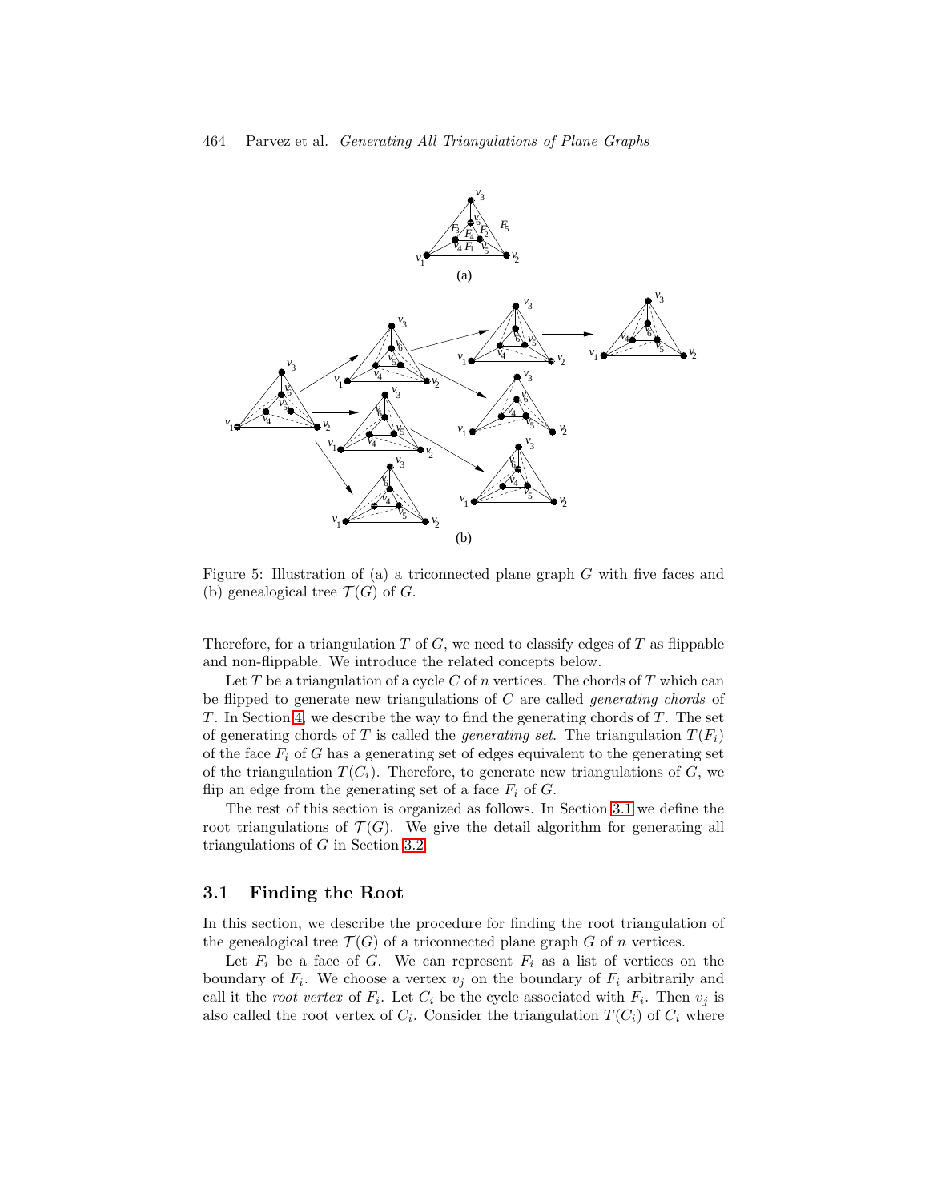Figure 5: Illustration of (a) a triconnected plane graph $G$ with five faces and (b) genealogical tree $\mathcal{T}(G)$ of $G$.

Therefore, for a triangulation $T$ of $G$, we need to classify edges of $T$ as flippable and non-flippable. We introduce the related concepts below.

Let $T$ be a triangulation of a cycle $C$ of $n$ vertices. The chords of $T$ which can be flipped to generate new triangulations of $C$ are called *generating chords* of $T$. In Section 4, we describe the way to find the generating chords of $T$. The set of generating chords of $T$ is called the *generating set*. The triangulation $T(F_i)$ of the face $F_i$ of $G$ has a generating set of edges equivalent to the generating set of the triangulation $T(C_i)$. Therefore, to generate new triangulations of $G$, we flip an edge from the generating set of a face $F_i$ of $G$.

The rest of this section is organized as follows. In Section 3.1 we define the root triangulations of $\mathcal{T}(G)$. We give the detail algorithm for generating all triangulations of $G$ in Section 3.2.

### 3.1 Finding the Root

In this section, we describe the procedure for finding the root triangulation of the genealogical tree $\mathcal{T}(G)$ of a triconnected plane graph $G$ of $n$ vertices.

Let $F_i$ be a face of $G$. We can represent $F_i$ as a list of vertices on the boundary of $F_i$. We choose a vertex $v_j$ on the boundary of $F_i$ arbitrarily and call it the *root vertex* of $F_i$. Let $C_i$ be the cycle associated with $F_i$. Then $v_j$ is also called the root vertex of $C_i$. Consider the triangulation $T(C_i)$ of $C_i$ where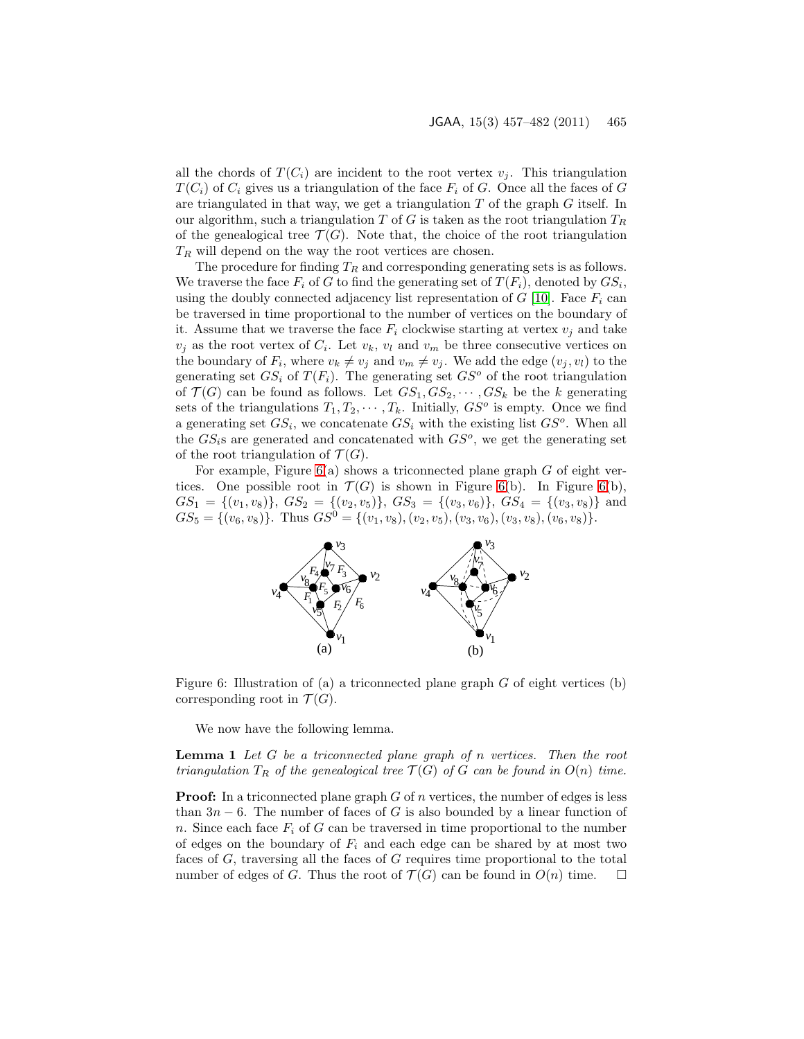all the chords of $T(C_i)$ are incident to the root vertex $v_j$. This triangulation $T(C_i)$ of $C_i$ gives us a triangulation of the face $F_i$ of $G$. Once all the faces of $G$ are triangulated in that way, we get a triangulation $T$ of the graph $G$ itself. In our algorithm, such a triangulation $T$ of $G$ is taken as the root triangulation $T_R$ of the genealogical tree $\mathcal{T}(G)$. Note that, the choice of the root triangulation $T_R$ will depend on the way the root vertices are chosen.

The procedure for finding $T_R$ and corresponding generating sets is as follows. We traverse the face $F_i$ of $G$ to find the generating set of $T(F_i)$, denoted by $GS_i$, using the doubly connected adjacency list representation of $G$ [10]. Face $F_i$ can be traversed in time proportional to the number of vertices on the boundary of it. Assume that we traverse the face $F_i$ clockwise starting at vertex $v_j$ and take $v_j$ as the root vertex of $C_i$. Let $v_k$, $v_l$ and $v_m$ be three consecutive vertices on the boundary of $F_i$, where $v_k \neq v_j$ and $v_m \neq v_j$. We add the edge $(v_j, v_l)$ to the generating set $GS_i$ of $T(F_i)$. The generating set $GS^o$ of the root triangulation of $\mathcal{T}(G)$ can be found as follows. Let $GS_1, GS_2, \cdots, GS_k$ be the $k$ generating sets of the triangulations $T_1, T_2, \cdots, T_k$. Initially, $GS^o$ is empty. Once we find a generating set $GS_i$, we concatenate $GS_i$ with the existing list $GS^o$. When all the $GS_i$s are generated and concatenated with $GS^o$, we get the generating set of the root triangulation of $\mathcal{T}(G)$.

For example, Figure 6(a) shows a triconnected plane graph $G$ of eight vertices. One possible root in $\mathcal{T}(G)$ is shown in Figure 6(b). In Figure 6(b), $GS_1 = \{(v_1, v_8)\}$, $GS_2 = \{(v_2, v_5)\}$, $GS_3 = \{(v_3, v_6)\}$, $GS_4 = \{(v_3, v_8)\}$ and $GS_5 = \{(v_6, v_8)\}$. Thus $GS^0 = \{(v_1, v_8), (v_2, v_5), (v_3, v_6), (v_3, v_8), (v_6, v_8)\}$.

Figure 6: Illustration of (a) a triconnected plane graph $G$ of eight vertices (b) corresponding root in $\mathcal{T}(G)$.

We now have the following lemma.

**Lemma 1** *Let $G$ be a triconnected plane graph of $n$ vertices. Then the root triangulation $T_R$ of the genealogical tree $\mathcal{T}(G)$ of $G$ can be found in $O(n)$ time.*

**Proof:** In a triconnected plane graph $G$ of $n$ vertices, the number of edges is less than $3n - 6$. The number of faces of $G$ is also bounded by a linear function of $n$. Since each face $F_i$ of $G$ can be traversed in time proportional to the number of edges on the boundary of $F_i$ and each edge can be shared by at most two faces of $G$, traversing all the faces of $G$ requires time proportional to the total number of edges of $G$. Thus the root of $\mathcal{T}(G)$ can be found in $O(n)$ time. □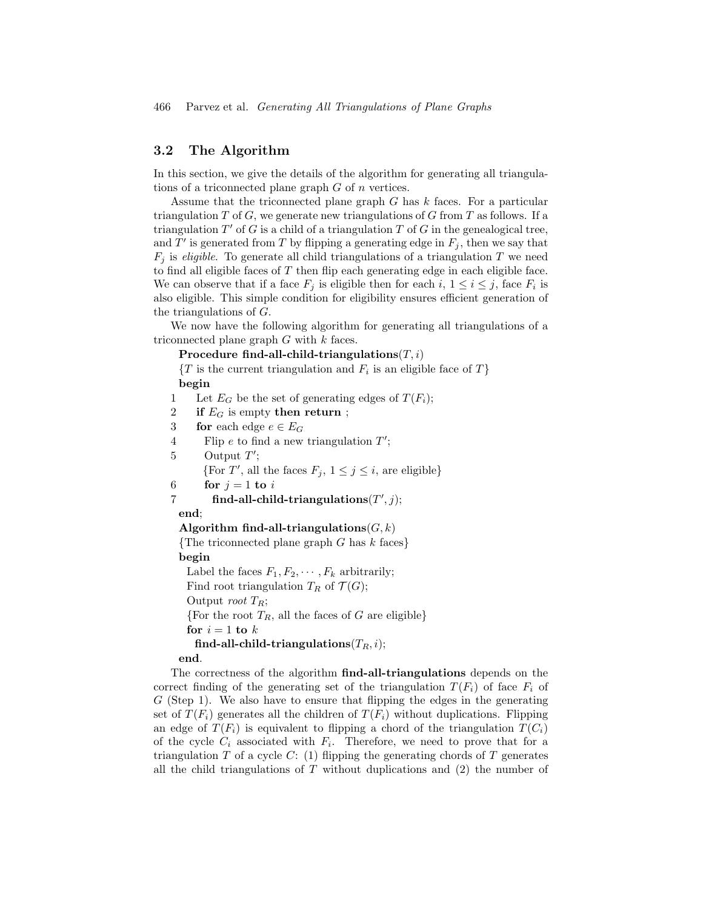## 3.2 The Algorithm

In this section, we give the details of the algorithm for generating all triangulations of a triconnected plane graph $G$ of $n$ vertices.

Assume that the triconnected plane graph $G$ has $k$ faces. For a particular triangulation $T$ of $G$, we generate new triangulations of $G$ from $T$ as follows. If a triangulation $T'$ of $G$ is a child of a triangulation $T$ of $G$ in the genealogical tree, and $T'$ is generated from $T$ by flipping a generating edge in $F_j$, then we say that $F_j$ is *eligible*. To generate all child triangulations of a triangulation $T$ we need to find all eligible faces of $T$ then flip each generating edge in each eligible face. We can observe that if a face $F_j$ is eligible then for each $i$, $1 \leq i \leq j$, face $F_i$ is also eligible. This simple condition for eligibility ensures efficient generation of the triangulations of $G$.

We now have the following algorithm for generating all triangulations of a triconnected plane graph $G$ with $k$ faces.

```
    Procedure find-all-child-triangulations(T, i)
    {T is the current triangulation and F_i is an eligible face of T}
    begin
1     Let E_G be the set of generating edges of T(F_i);
2     if E_G is empty then return ;
3     for each edge e ∈ E_G
4       Flip e to find a new triangulation T';
5       Output T';
        {For T', all the faces F_j, 1 ≤ j ≤ i, are eligible}
6       for j = 1 to i
7         find-all-child-triangulations(T', j);
    end;
    Algorithm find-all-triangulations(G, k)
    {The triconnected plane graph G has k faces}
    begin
      Label the faces F_1, F_2, ..., F_k arbitrarily;
      Find root triangulation T_R of 𝒯(G);
      Output root T_R;
      {For the root T_R, all the faces of G are eligible}
      for i = 1 to k
        find-all-child-triangulations(T_R, i);
    end.
```

The correctness of the algorithm **find-all-triangulations** depends on the correct finding of the generating set of the triangulation $T(F_i)$ of face $F_i$ of $G$ (Step 1). We also have to ensure that flipping the edges in the generating set of $T(F_i)$ generates all the children of $T(F_i)$ without duplications. Flipping an edge of $T(F_i)$ is equivalent to flipping a chord of the triangulation $T(C_i)$ of the cycle $C_i$ associated with $F_i$. Therefore, we need to prove that for a triangulation $T$ of a cycle $C$: (1) flipping the generating chords of $T$ generates all the child triangulations of $T$ without duplications and (2) the number of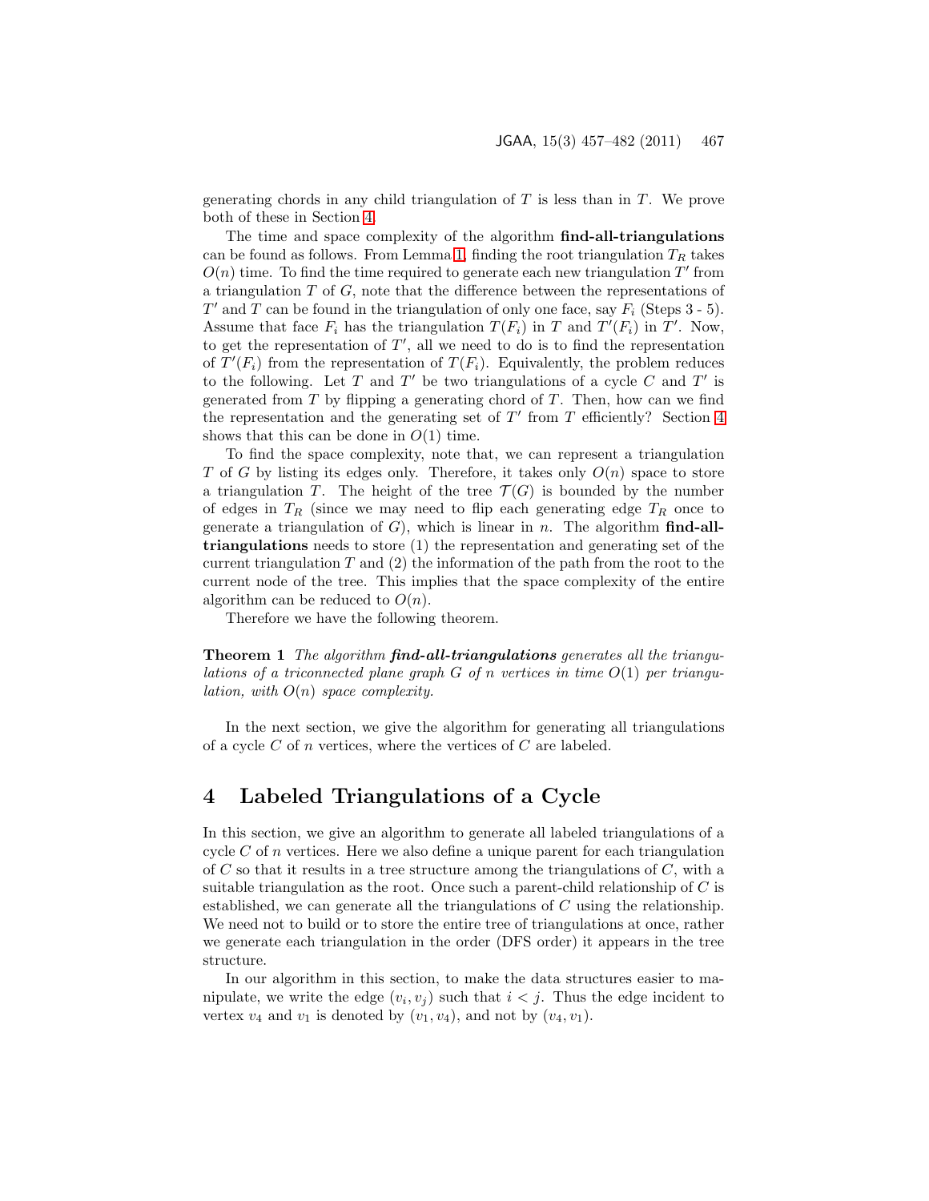generating chords in any child triangulation of $T$ is less than in $T$. We prove both of these in Section 4.

The time and space complexity of the algorithm **find-all-triangulations** can be found as follows. From Lemma 1, finding the root triangulation $T_R$ takes $O(n)$ time. To find the time required to generate each new triangulation $T'$ from a triangulation $T$ of $G$, note that the difference between the representations of $T'$ and $T$ can be found in the triangulation of only one face, say $F_i$ (Steps 3 - 5). Assume that face $F_i$ has the triangulation $T(F_i)$ in $T$ and $T'(F_i)$ in $T'$. Now, to get the representation of $T'$, all we need to do is to find the representation of $T'(F_i)$ from the representation of $T(F_i)$. Equivalently, the problem reduces to the following. Let $T$ and $T'$ be two triangulations of a cycle $C$ and $T'$ is generated from $T$ by flipping a generating chord of $T$. Then, how can we find the representation and the generating set of $T'$ from $T$ efficiently? Section 4 shows that this can be done in $O(1)$ time.

To find the space complexity, note that, we can represent a triangulation $T$ of $G$ by listing its edges only. Therefore, it takes only $O(n)$ space to store a triangulation $T$. The height of the tree $\mathcal{T}(G)$ is bounded by the number of edges in $T_R$ (since we may need to flip each generating edge $T_R$ once to generate a triangulation of $G$), which is linear in $n$. The algorithm **find-all-triangulations** needs to store (1) the representation and generating set of the current triangulation $T$ and (2) the information of the path from the root to the current node of the tree. This implies that the space complexity of the entire algorithm can be reduced to $O(n)$.

Therefore we have the following theorem.

**Theorem 1** *The algorithm **find-all-triangulations** generates all the triangulations of a triconnected plane graph $G$ of $n$ vertices in time $O(1)$ per triangulation, with $O(n)$ space complexity.*

In the next section, we give the algorithm for generating all triangulations of a cycle $C$ of $n$ vertices, where the vertices of $C$ are labeled.

# 4 Labeled Triangulations of a Cycle

In this section, we give an algorithm to generate all labeled triangulations of a cycle $C$ of $n$ vertices. Here we also define a unique parent for each triangulation of $C$ so that it results in a tree structure among the triangulations of $C$, with a suitable triangulation as the root. Once such a parent-child relationship of $C$ is established, we can generate all the triangulations of $C$ using the relationship. We need not to build or to store the entire tree of triangulations at once, rather we generate each triangulation in the order (DFS order) it appears in the tree structure.

In our algorithm in this section, to make the data structures easier to manipulate, we write the edge $(v_i, v_j)$ such that $i < j$. Thus the edge incident to vertex $v_4$ and $v_1$ is denoted by $(v_1, v_4)$, and not by $(v_4, v_1)$.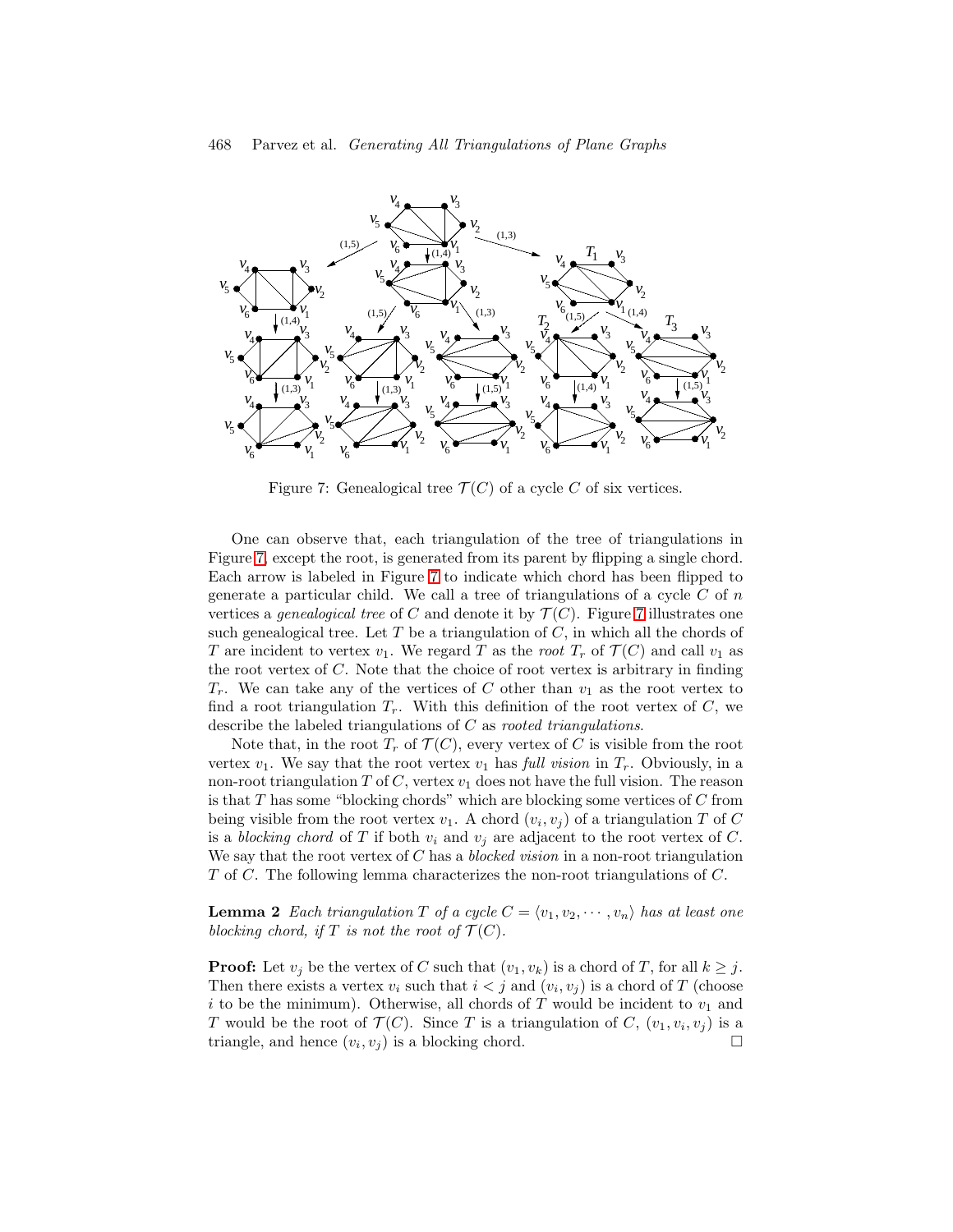Figure 7: Genealogical tree $\mathcal{T}(C)$ of a cycle $C$ of six vertices.

One can observe that, each triangulation of the tree of triangulations in Figure 7, except the root, is generated from its parent by flipping a single chord. Each arrow is labeled in Figure 7 to indicate which chord has been flipped to generate a particular child. We call a tree of triangulations of a cycle $C$ of $n$ vertices a *genealogical tree* of $C$ and denote it by $\mathcal{T}(C)$. Figure 7 illustrates one such genealogical tree. Let $T$ be a triangulation of $C$, in which all the chords of $T$ are incident to vertex $v_1$. We regard $T$ as the *root* $T_r$ of $\mathcal{T}(C)$ and call $v_1$ as the root vertex of $C$. Note that the choice of root vertex is arbitrary in finding $T_r$. We can take any of the vertices of $C$ other than $v_1$ as the root vertex to find a root triangulation $T_r$. With this definition of the root vertex of $C$, we describe the labeled triangulations of $C$ as *rooted triangulations*.

Note that, in the root $T_r$ of $\mathcal{T}(C)$, every vertex of $C$ is visible from the root vertex $v_1$. We say that the root vertex $v_1$ has *full vision* in $T_r$. Obviously, in a non-root triangulation $T$ of $C$, vertex $v_1$ does not have the full vision. The reason is that $T$ has some "blocking chords" which are blocking some vertices of $C$ from being visible from the root vertex $v_1$. A chord $(v_i, v_j)$ of a triangulation $T$ of $C$ is a *blocking chord* of $T$ if both $v_i$ and $v_j$ are adjacent to the root vertex of $C$. We say that the root vertex of $C$ has a *blocked vision* in a non-root triangulation $T$ of $C$. The following lemma characterizes the non-root triangulations of $C$.

**Lemma 2** *Each triangulation $T$ of a cycle $C = \langle v_1, v_2, \cdots, v_n \rangle$ has at least one blocking chord, if $T$ is not the root of $\mathcal{T}(C)$.*

**Proof:** Let $v_j$ be the vertex of $C$ such that $(v_1, v_k)$ is a chord of $T$, for all $k \geq j$. Then there exists a vertex $v_i$ such that $i < j$ and $(v_i, v_j)$ is a chord of $T$ (choose $i$ to be the minimum). Otherwise, all chords of $T$ would be incident to $v_1$ and $T$ would be the root of $\mathcal{T}(C)$. Since $T$ is a triangulation of $C$, $(v_1, v_i, v_j)$ is a triangle, and hence $(v_i, v_j)$ is a blocking chord. □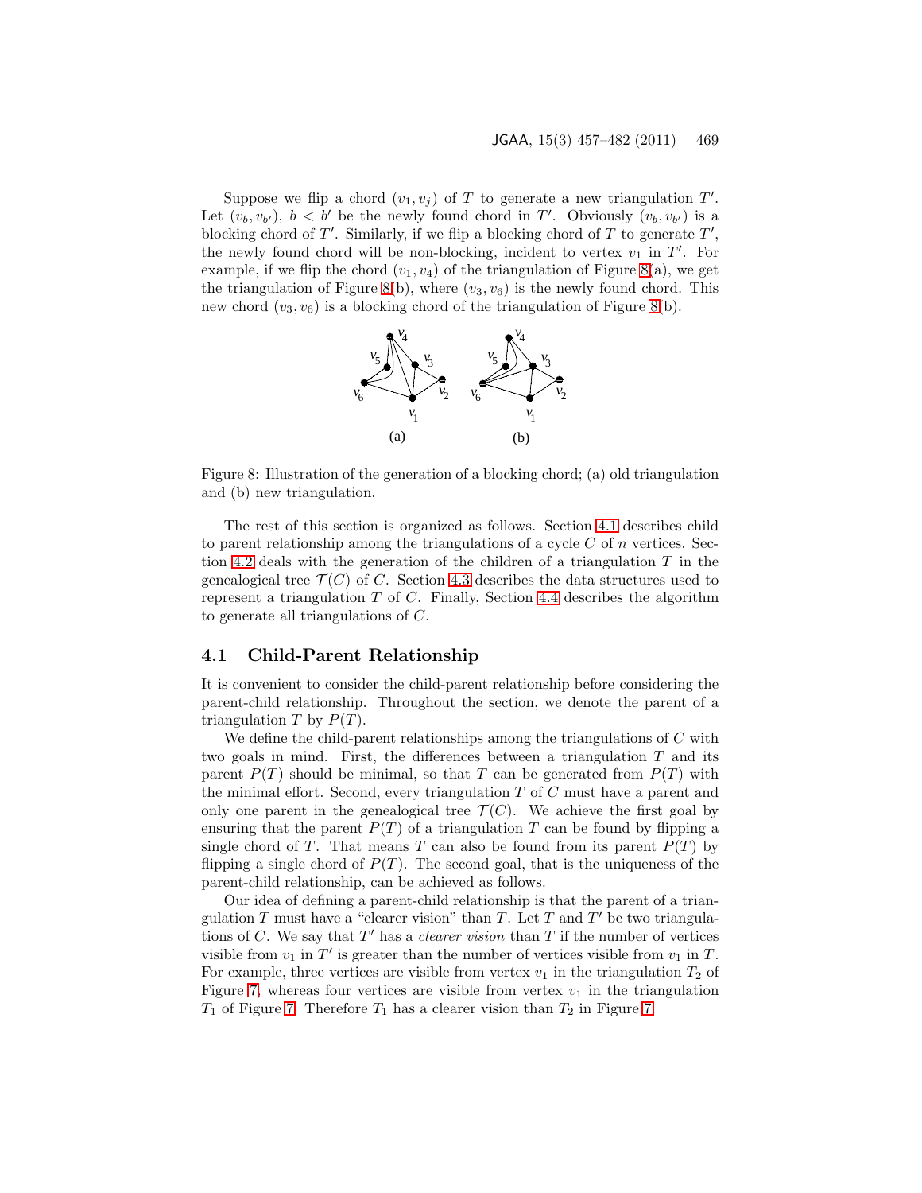Suppose we flip a chord $(v_1, v_j)$ of $T$ to generate a new triangulation $T'$. Let $(v_b, v_{b'})$, $b < b'$ be the newly found chord in $T'$. Obviously $(v_b, v_{b'})$ is a blocking chord of $T'$. Similarly, if we flip a blocking chord of $T$ to generate $T'$, the newly found chord will be non-blocking, incident to vertex $v_1$ in $T'$. For example, if we flip the chord $(v_1, v_4)$ of the triangulation of Figure 8(a), we get the triangulation of Figure 8(b), where $(v_3, v_6)$ is the newly found chord. This new chord $(v_3, v_6)$ is a blocking chord of the triangulation of Figure 8(b).

Figure 8: Illustration of the generation of a blocking chord; (a) old triangulation and (b) new triangulation.

The rest of this section is organized as follows. Section 4.1 describes child to parent relationship among the triangulations of a cycle $C$ of $n$ vertices. Section 4.2 deals with the generation of the children of a triangulation $T$ in the genealogical tree $\mathcal{T}(C)$ of $C$. Section 4.3 describes the data structures used to represent a triangulation $T$ of $C$. Finally, Section 4.4 describes the algorithm to generate all triangulations of $C$.

## 4.1 Child-Parent Relationship

It is convenient to consider the child-parent relationship before considering the parent-child relationship. Throughout the section, we denote the parent of a triangulation $T$ by $P(T)$.

We define the child-parent relationships among the triangulations of $C$ with two goals in mind. First, the differences between a triangulation $T$ and its parent $P(T)$ should be minimal, so that $T$ can be generated from $P(T)$ with the minimal effort. Second, every triangulation $T$ of $C$ must have a parent and only one parent in the genealogical tree $\mathcal{T}(C)$. We achieve the first goal by ensuring that the parent $P(T)$ of a triangulation $T$ can be found by flipping a single chord of $T$. That means $T$ can also be found from its parent $P(T)$ by flipping a single chord of $P(T)$. The second goal, that is the uniqueness of the parent-child relationship, can be achieved as follows.

Our idea of defining a parent-child relationship is that the parent of a triangulation $T$ must have a "clearer vision" than $T$. Let $T$ and $T'$ be two triangulations of $C$. We say that $T'$ has a *clearer vision* than $T$ if the number of vertices visible from $v_1$ in $T'$ is greater than the number of vertices visible from $v_1$ in $T$. For example, three vertices are visible from vertex $v_1$ in the triangulation $T_2$ of Figure 7, whereas four vertices are visible from vertex $v_1$ in the triangulation $T_1$ of Figure 7. Therefore $T_1$ has a clearer vision than $T_2$ in Figure 7.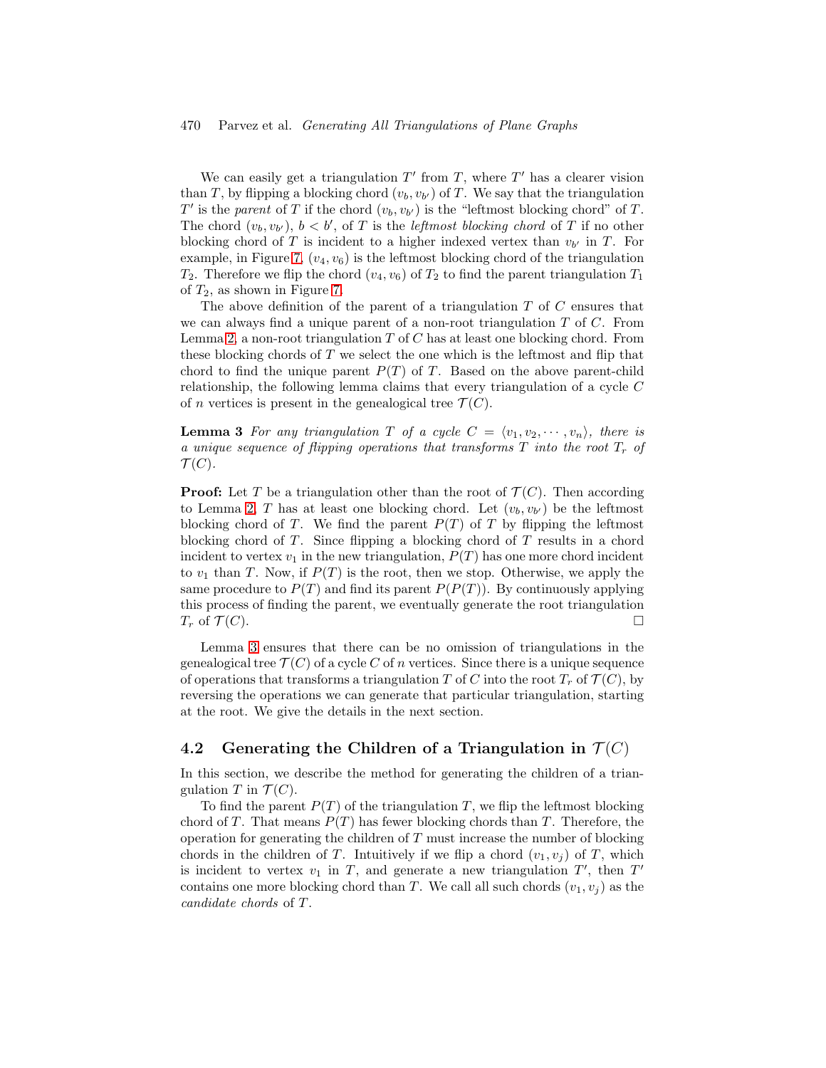We can easily get a triangulation $T'$ from $T$, where $T'$ has a clearer vision than $T$, by flipping a blocking chord $(v_b, v_{b'})$ of $T$. We say that the triangulation $T'$ is the *parent* of $T$ if the chord $(v_b, v_{b'})$ is the "leftmost blocking chord" of $T$. The chord $(v_b, v_{b'})$, $b < b'$, of $T$ is the *leftmost blocking chord* of $T$ if no other blocking chord of $T$ is incident to a higher indexed vertex than $v_{b'}$ in $T$. For example, in Figure 7, $(v_4, v_6)$ is the leftmost blocking chord of the triangulation $T_2$. Therefore we flip the chord $(v_4, v_6)$ of $T_2$ to find the parent triangulation $T_1$ of $T_2$, as shown in Figure 7.

The above definition of the parent of a triangulation $T$ of $C$ ensures that we can always find a unique parent of a non-root triangulation $T$ of $C$. From Lemma 2, a non-root triangulation $T$ of $C$ has at least one blocking chord. From these blocking chords of $T$ we select the one which is the leftmost and flip that chord to find the unique parent $P(T)$ of $T$. Based on the above parent-child relationship, the following lemma claims that every triangulation of a cycle $C$ of $n$ vertices is present in the genealogical tree $\mathcal{T}(C)$.

**Lemma 3** *For any triangulation $T$ of a cycle $C = \langle v_1, v_2, \cdots, v_n \rangle$, there is a unique sequence of flipping operations that transforms $T$ into the root $T_r$ of $\mathcal{T}(C)$.*

**Proof:** Let $T$ be a triangulation other than the root of $\mathcal{T}(C)$. Then according to Lemma 2, $T$ has at least one blocking chord. Let $(v_b, v_{b'})$ be the leftmost blocking chord of $T$. We find the parent $P(T)$ of $T$ by flipping the leftmost blocking chord of $T$. Since flipping a blocking chord of $T$ results in a chord incident to vertex $v_1$ in the new triangulation, $P(T)$ has one more chord incident to $v_1$ than $T$. Now, if $P(T)$ is the root, then we stop. Otherwise, we apply the same procedure to $P(T)$ and find its parent $P(P(T))$. By continuously applying this process of finding the parent, we eventually generate the root triangulation $T_r$ of $\mathcal{T}(C)$. □

Lemma 3 ensures that there can be no omission of triangulations in the genealogical tree $\mathcal{T}(C)$ of a cycle $C$ of $n$ vertices. Since there is a unique sequence of operations that transforms a triangulation $T$ of $C$ into the root $T_r$ of $\mathcal{T}(C)$, by reversing the operations we can generate that particular triangulation, starting at the root. We give the details in the next section.

## 4.2 Generating the Children of a Triangulation in $\mathcal{T}(C)$

In this section, we describe the method for generating the children of a triangulation $T$ in $\mathcal{T}(C)$.

To find the parent $P(T)$ of the triangulation $T$, we flip the leftmost blocking chord of $T$. That means $P(T)$ has fewer blocking chords than $T$. Therefore, the operation for generating the children of $T$ must increase the number of blocking chords in the children of $T$. Intuitively if we flip a chord $(v_1, v_j)$ of $T$, which is incident to vertex $v_1$ in $T$, and generate a new triangulation $T'$, then $T'$ contains one more blocking chord than $T$. We call all such chords $(v_1, v_j)$ as the *candidate chords* of $T$.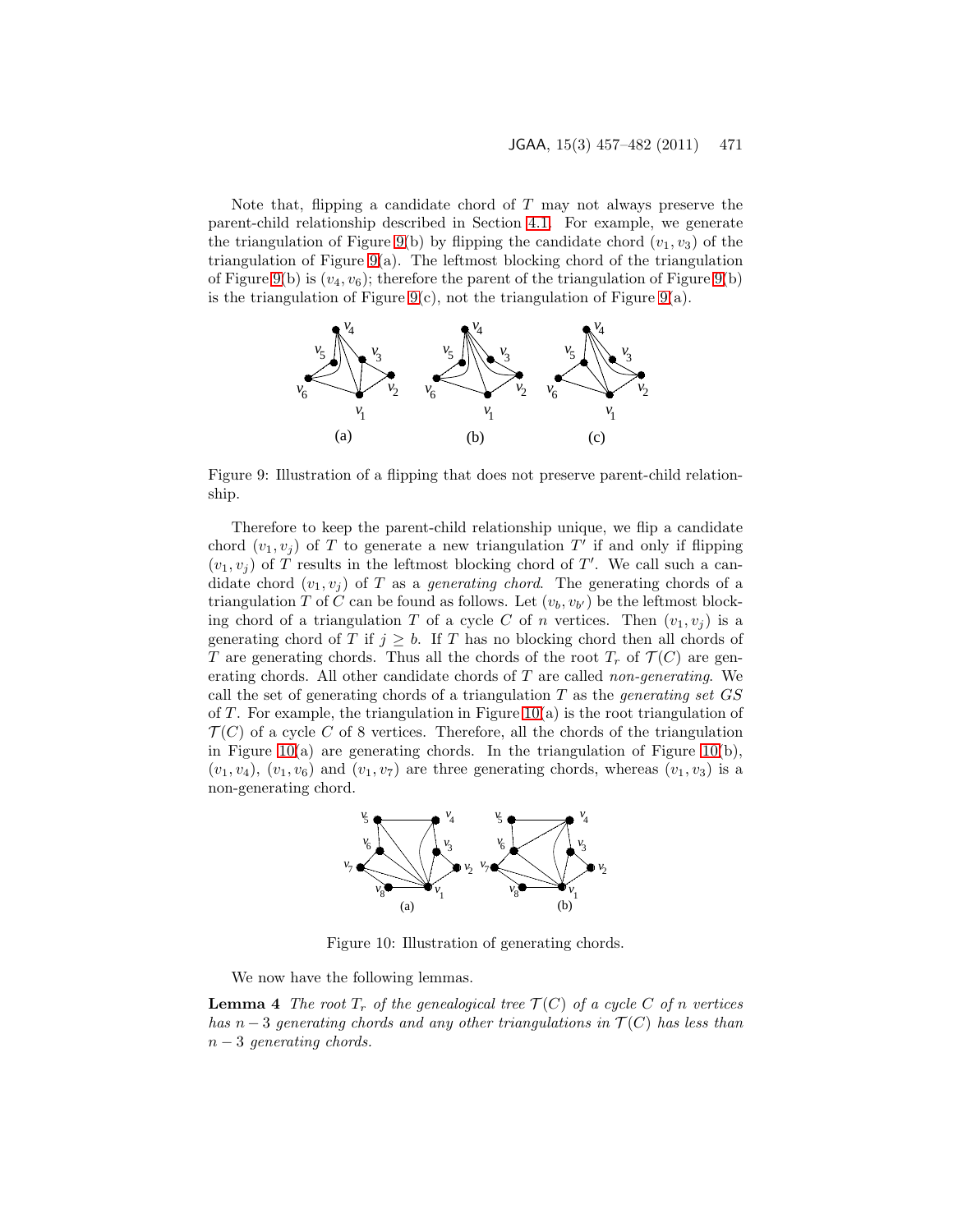Note that, flipping a candidate chord of $T$ may not always preserve the parent-child relationship described in Section 4.1. For example, we generate the triangulation of Figure 9(b) by flipping the candidate chord $(v_1, v_3)$ of the triangulation of Figure 9(a). The leftmost blocking chord of the triangulation of Figure 9(b) is $(v_4, v_6)$; therefore the parent of the triangulation of Figure 9(b) is the triangulation of Figure 9(c), not the triangulation of Figure 9(a).

Figure 9: Illustration of a flipping that does not preserve parent-child relationship.

Therefore to keep the parent-child relationship unique, we flip a candidate chord $(v_1, v_j)$ of $T$ to generate a new triangulation $T'$ if and only if flipping $(v_1, v_j)$ of $T$ results in the leftmost blocking chord of $T'$. We call such a candidate chord $(v_1, v_j)$ of $T$ as a *generating chord*. The generating chords of a triangulation $T$ of $C$ can be found as follows. Let $(v_b, v_{b'})$ be the leftmost blocking chord of a triangulation $T$ of a cycle $C$ of $n$ vertices. Then $(v_1, v_j)$ is a generating chord of $T$ if $j \geq b$. If $T$ has no blocking chord then all chords of $T$ are generating chords. Thus all the chords of the root $T_r$ of $\mathcal{T}(C)$ are generating chords. All other candidate chords of $T$ are called *non-generating*. We call the set of generating chords of a triangulation $T$ as the *generating set* $GS$ of $T$. For example, the triangulation in Figure 10(a) is the root triangulation of $\mathcal{T}(C)$ of a cycle $C$ of 8 vertices. Therefore, all the chords of the triangulation in Figure 10(a) are generating chords. In the triangulation of Figure 10(b), $(v_1, v_4)$, $(v_1, v_6)$ and $(v_1, v_7)$ are three generating chords, whereas $(v_1, v_3)$ is a non-generating chord.

Figure 10: Illustration of generating chords.

We now have the following lemmas.

**Lemma 4** *The root $T_r$ of the genealogical tree $\mathcal{T}(C)$ of a cycle $C$ of $n$ vertices has $n-3$ generating chords and any other triangulations in $\mathcal{T}(C)$ has less than $n-3$ generating chords.*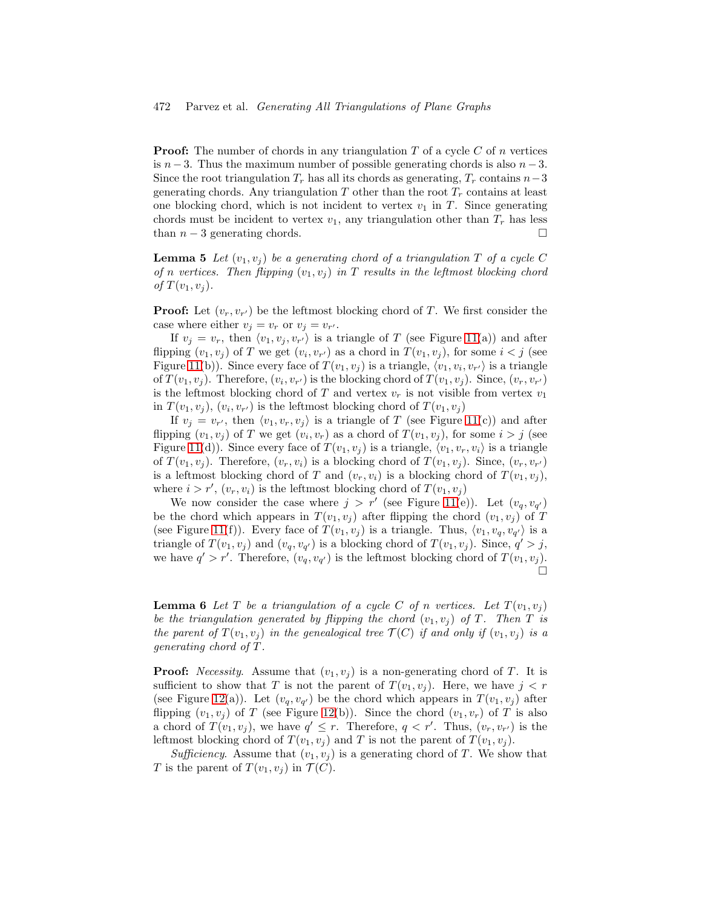**Proof:** The number of chords in any triangulation $T$ of a cycle $C$ of $n$ vertices is $n-3$. Thus the maximum number of possible generating chords is also $n-3$. Since the root triangulation $T_r$ has all its chords as generating, $T_r$ contains $n-3$ generating chords. Any triangulation $T$ other than the root $T_r$ contains at least one blocking chord, which is not incident to vertex $v_1$ in $T$. Since generating chords must be incident to vertex $v_1$, any triangulation other than $T_r$ has less than $n-3$ generating chords. $\square$

**Lemma 5** *Let $(v_1, v_j)$ be a generating chord of a triangulation $T$ of a cycle $C$ of $n$ vertices. Then flipping $(v_1, v_j)$ in $T$ results in the leftmost blocking chord of $T(v_1, v_j)$.*

**Proof:** Let $(v_r, v_{r'})$ be the leftmost blocking chord of $T$. We first consider the case where either $v_j = v_r$ or $v_j = v_{r'}$.

If $v_j = v_r$, then $\langle v_1, v_j, v_{r'} \rangle$ is a triangle of $T$ (see Figure 11(a)) and after flipping $(v_1, v_j)$ of $T$ we get $(v_i, v_{r'})$ as a chord in $T(v_1, v_j)$, for some $i < j$ (see Figure 11(b)). Since every face of $T(v_1, v_j)$ is a triangle, $\langle v_1, v_i, v_{r'} \rangle$ is a triangle of $T(v_1, v_j)$. Therefore, $(v_i, v_{r'})$ is the blocking chord of $T(v_1, v_j)$. Since, $(v_r, v_{r'})$ is the leftmost blocking chord of $T$ and vertex $v_r$ is not visible from vertex $v_1$ in $T(v_1, v_j)$, $(v_i, v_{r'})$ is the leftmost blocking chord of $T(v_1, v_j)$

If $v_j = v_{r'}$, then $\langle v_1, v_r, v_j \rangle$ is a triangle of $T$ (see Figure 11(c)) and after flipping $(v_1, v_j)$ of $T$ we get $(v_i, v_r)$ as a chord of $T(v_1, v_j)$, for some $i > j$ (see Figure 11(d)). Since every face of $T(v_1, v_j)$ is a triangle, $\langle v_1, v_r, v_i \rangle$ is a triangle of $T(v_1, v_j)$. Therefore, $(v_r, v_i)$ is a blocking chord of $T(v_1, v_j)$. Since, $(v_r, v_{r'})$ is a leftmost blocking chord of $T$ and $(v_r, v_i)$ is a blocking chord of $T(v_1, v_j)$, where $i > r'$, $(v_r, v_i)$ is the leftmost blocking chord of $T(v_1, v_j)$

We now consider the case where $j > r'$ (see Figure 11(e)). Let $(v_q, v_{q'})$ be the chord which appears in $T(v_1, v_j)$ after flipping the chord $(v_1, v_j)$ of $T$ (see Figure 11(f)). Every face of $T(v_1, v_j)$ is a triangle. Thus, $\langle v_1, v_q, v_{q'} \rangle$ is a triangle of $T(v_1, v_j)$ and $(v_q, v_{q'})$ is a blocking chord of $T(v_1, v_j)$. Since, $q' > j$, we have $q' > r'$. Therefore, $(v_q, v_{q'})$ is the leftmost blocking chord of $T(v_1, v_j)$. $\square$

**Lemma 6** *Let $T$ be a triangulation of a cycle $C$ of $n$ vertices. Let $T(v_1, v_j)$ be the triangulation generated by flipping the chord $(v_1, v_j)$ of $T$. Then $T$ is the parent of $T(v_1, v_j)$ in the genealogical tree $\mathcal{T}(C)$ if and only if $(v_1, v_j)$ is a generating chord of $T$.*

**Proof:** *Necessity*. Assume that $(v_1, v_j)$ is a non-generating chord of $T$. It is sufficient to show that $T$ is not the parent of $T(v_1, v_j)$. Here, we have $j < r$ (see Figure 12(a)). Let $(v_q, v_{q'})$ be the chord which appears in $T(v_1, v_j)$ after flipping $(v_1, v_j)$ of $T$ (see Figure 12(b)). Since the chord $(v_1, v_r)$ of $T$ is also a chord of $T(v_1, v_j)$, we have $q' \leq r$. Therefore, $q < r'$. Thus, $(v_r, v_{r'})$ is the leftmost blocking chord of $T(v_1, v_j)$ and $T$ is not the parent of $T(v_1, v_j)$.

*Sufficiency*. Assume that $(v_1, v_j)$ is a generating chord of $T$. We show that $T$ is the parent of $T(v_1, v_j)$ in $\mathcal{T}(C)$.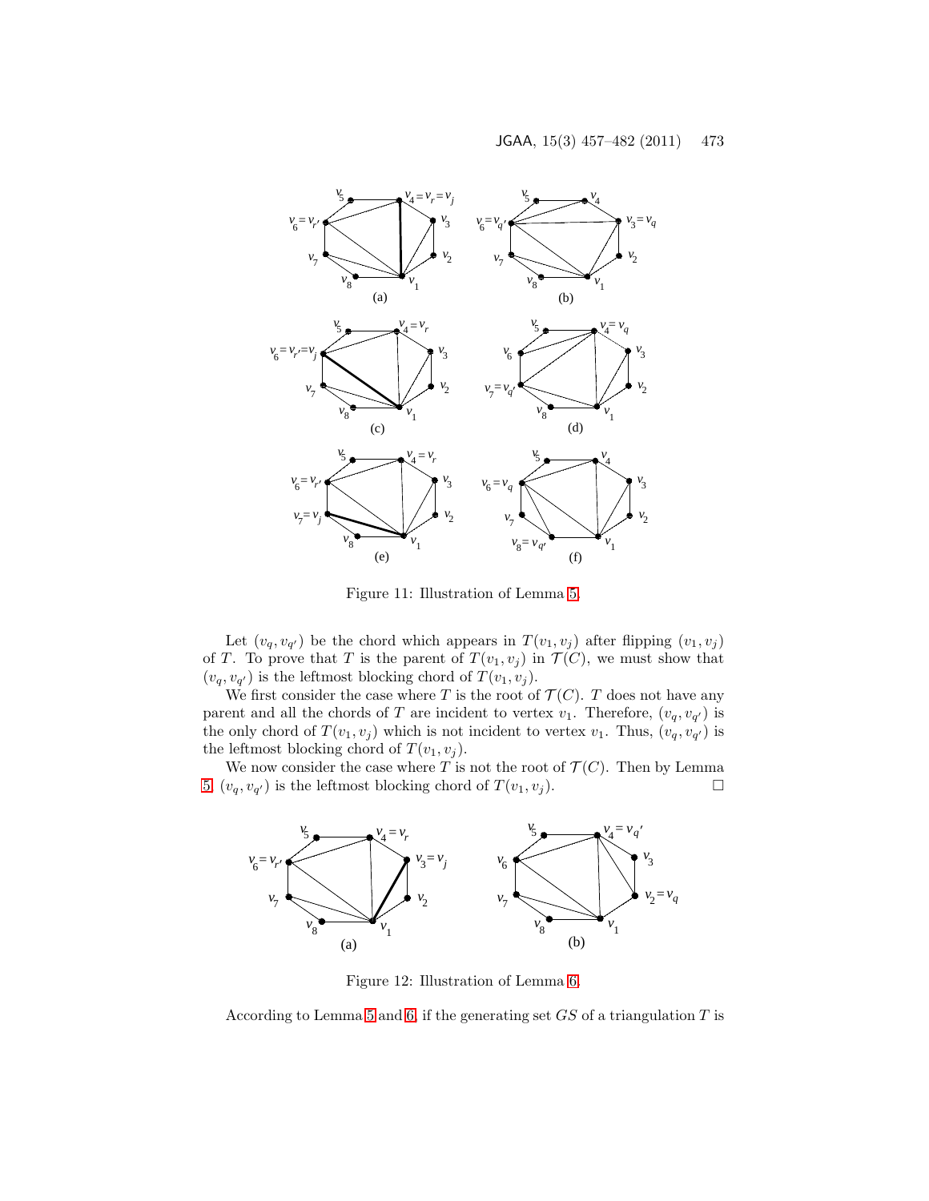Figure 11: Illustration of Lemma 5.

Let $(v_q, v_{q'})$ be the chord which appears in $T(v_1, v_j)$ after flipping $(v_1, v_j)$ of $T$. To prove that $T$ is the parent of $T(v_1, v_j)$ in $\mathcal{T}(C)$, we must show that $(v_q, v_{q'})$ is the leftmost blocking chord of $T(v_1, v_j)$.

We first consider the case where $T$ is the root of $\mathcal{T}(C)$. $T$ does not have any parent and all the chords of $T$ are incident to vertex $v_1$. Therefore, $(v_q, v_{q'})$ is the only chord of $T(v_1, v_j)$ which is not incident to vertex $v_1$. Thus, $(v_q, v_{q'})$ is the leftmost blocking chord of $T(v_1, v_j)$.

We now consider the case where $T$ is not the root of $\mathcal{T}(C)$. Then by Lemma 5 $(v_q, v_{q'})$ is the leftmost blocking chord of $T(v_1, v_j)$. □

Figure 12: Illustration of Lemma 6.

According to Lemma 5 and 6, if the generating set $GS$ of a triangulation $T$ is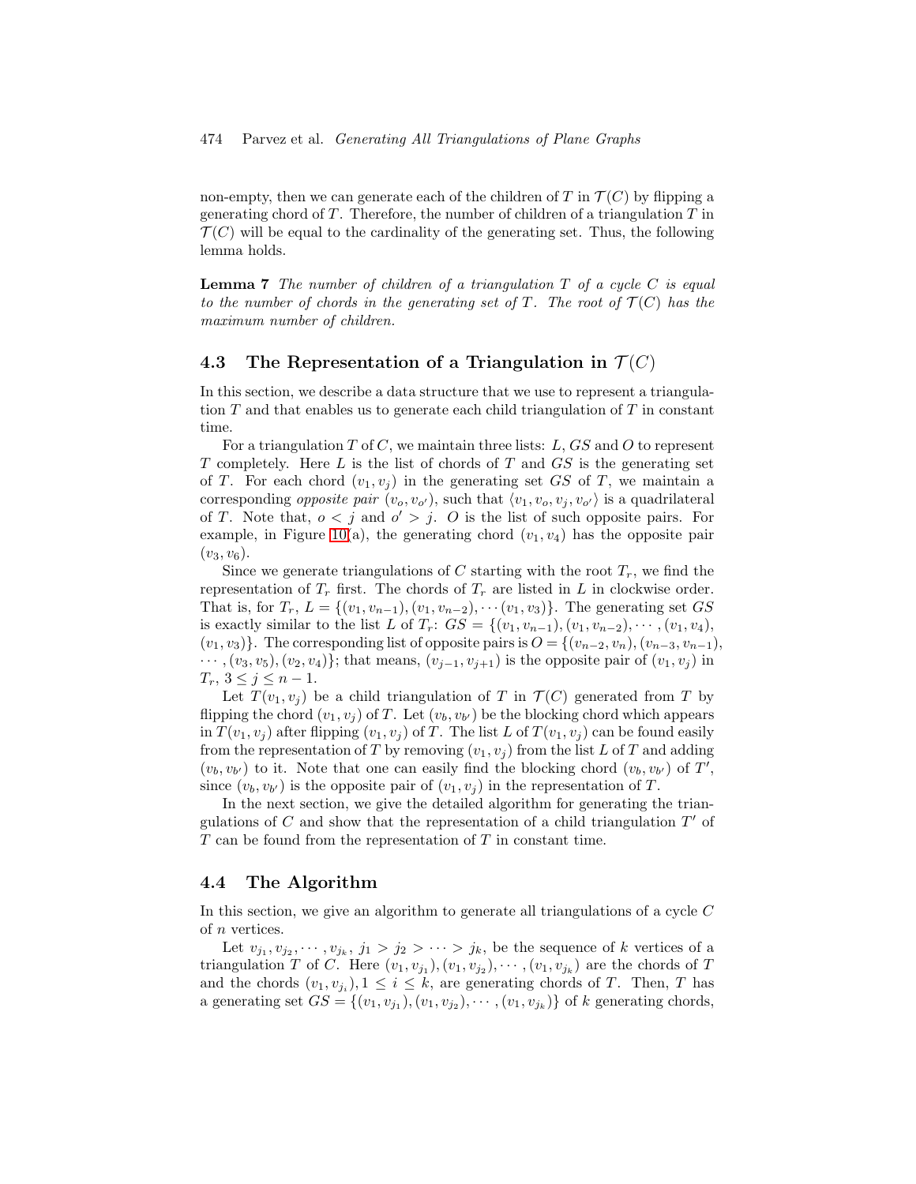non-empty, then we can generate each of the children of $T$ in $\mathcal{T}(C)$ by flipping a generating chord of $T$. Therefore, the number of children of a triangulation $T$ in $\mathcal{T}(C)$ will be equal to the cardinality of the generating set. Thus, the following lemma holds.

**Lemma 7** *The number of children of a triangulation $T$ of a cycle $C$ is equal to the number of chords in the generating set of $T$. The root of $\mathcal{T}(C)$ has the maximum number of children.*

### 4.3 The Representation of a Triangulation in $\mathcal{T}(C)$

In this section, we describe a data structure that we use to represent a triangulation $T$ and that enables us to generate each child triangulation of $T$ in constant time.

For a triangulation $T$ of $C$, we maintain three lists: $L$, $GS$ and $O$ to represent $T$ completely. Here $L$ is the list of chords of $T$ and $GS$ is the generating set of $T$. For each chord $(v_1, v_j)$ in the generating set $GS$ of $T$, we maintain a corresponding *opposite pair* $(v_o, v_{o'})$, such that $\langle v_1, v_o, v_j, v_{o'}\rangle$ is a quadrilateral of $T$. Note that, $o < j$ and $o' > j$. $O$ is the list of such opposite pairs. For example, in Figure 10(a), the generating chord $(v_1, v_4)$ has the opposite pair $(v_3, v_6)$.

Since we generate triangulations of $C$ starting with the root $T_r$, we find the representation of $T_r$ first. The chords of $T_r$ are listed in $L$ in clockwise order. That is, for $T_r$, $L = \{(v_1, v_{n-1}), (v_1, v_{n-2}), \cdots (v_1, v_3)\}$. The generating set $GS$ is exactly similar to the list $L$ of $T_r$: $GS = \{(v_1, v_{n-1}), (v_1, v_{n-2}), \cdots, (v_1, v_4), (v_1, v_3)\}$. The corresponding list of opposite pairs is $O = \{(v_{n-2}, v_n), (v_{n-3}, v_{n-1}), \cdots, (v_3, v_5), (v_2, v_4)\}$; that means, $(v_{j-1}, v_{j+1})$ is the opposite pair of $(v_1, v_j)$ in $T_r$, $3 \leq j \leq n-1$.

Let $T(v_1, v_j)$ be a child triangulation of $T$ in $\mathcal{T}(C)$ generated from $T$ by flipping the chord $(v_1, v_j)$ of $T$. Let $(v_b, v_{b'})$ be the blocking chord which appears in $T(v_1, v_j)$ after flipping $(v_1, v_j)$ of $T$. The list $L$ of $T(v_1, v_j)$ can be found easily from the representation of $T$ by removing $(v_1, v_j)$ from the list $L$ of $T$ and adding $(v_b, v_{b'})$ to it. Note that one can easily find the blocking chord $(v_b, v_{b'})$ of $T'$, since $(v_b, v_{b'})$ is the opposite pair of $(v_1, v_j)$ in the representation of $T$.

In the next section, we give the detailed algorithm for generating the triangulations of $C$ and show that the representation of a child triangulation $T'$ of $T$ can be found from the representation of $T$ in constant time.

### 4.4 The Algorithm

In this section, we give an algorithm to generate all triangulations of a cycle $C$ of $n$ vertices.

Let $v_{j_1}, v_{j_2}, \cdots, v_{j_k}$, $j_1 > j_2 > \cdots > j_k$, be the sequence of $k$ vertices of a triangulation $T$ of $C$. Here $(v_1, v_{j_1}), (v_1, v_{j_2}), \cdots, (v_1, v_{j_k})$ are the chords of $T$ and the chords $(v_1, v_{j_i}), 1 \leq i \leq k$, are generating chords of $T$. Then, $T$ has a generating set $GS = \{(v_1, v_{j_1}), (v_1, v_{j_2}), \cdots, (v_1, v_{j_k})\}$ of $k$ generating chords,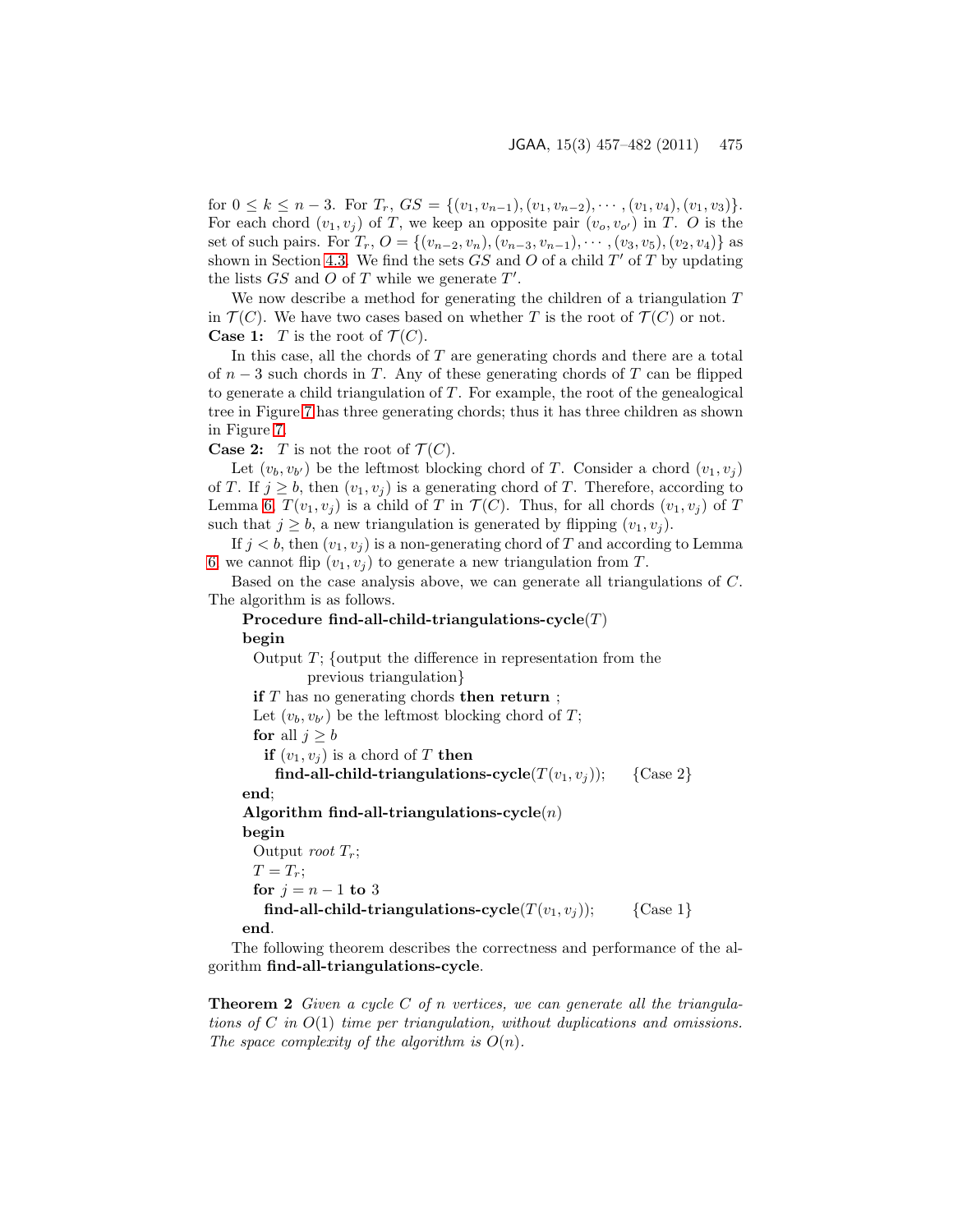for $0 \leq k \leq n-3$. For $T_r$, $GS = \{(v_1, v_{n-1}), (v_1, v_{n-2}), \cdots, (v_1, v_4), (v_1, v_3)\}$. For each chord $(v_1, v_j)$ of $T$, we keep an opposite pair $(v_o, v_{o'})$ in $T$. $O$ is the set of such pairs. For $T_r$, $O = \{(v_{n-2}, v_n), (v_{n-3}, v_{n-1}), \cdots, (v_3, v_5), (v_2, v_4)\}$ as shown in Section 4.3. We find the sets $GS$ and $O$ of a child $T'$ of $T$ by updating the lists $GS$ and $O$ of $T$ while we generate $T'$.

We now describe a method for generating the children of a triangulation $T$ in $\mathcal{T}(C)$. We have two cases based on whether $T$ is the root of $\mathcal{T}(C)$ or not.

**Case 1:** $T$ is the root of $\mathcal{T}(C)$.

In this case, all the chords of $T$ are generating chords and there are a total of $n-3$ such chords in $T$. Any of these generating chords of $T$ can be flipped to generate a child triangulation of $T$. For example, the root of the genealogical tree in Figure 7 has three generating chords; thus it has three children as shown in Figure 7.

**Case 2:** $T$ is not the root of $\mathcal{T}(C)$.

Let $(v_b, v_{b'})$ be the leftmost blocking chord of $T$. Consider a chord $(v_1, v_j)$ of $T$. If $j \geq b$, then $(v_1, v_j)$ is a generating chord of $T$. Therefore, according to Lemma 6, $T(v_1, v_j)$ is a child of $T$ in $\mathcal{T}(C)$. Thus, for all chords $(v_1, v_j)$ of $T$ such that $j \geq b$, a new triangulation is generated by flipping $(v_1, v_j)$.

If $j < b$, then $(v_1, v_j)$ is a non-generating chord of $T$ and according to Lemma 6, we cannot flip $(v_1, v_j)$ to generate a new triangulation from $T$.

Based on the case analysis above, we can generate all triangulations of $C$. The algorithm is as follows.

**Procedure find-all-child-triangulations-cycle**($T$)
**begin**
  Output $T$; {output the difference in representation from the previous triangulation}
  **if** $T$ has no generating chords **then return** ;
  Let $(v_b, v_{b'})$ be the leftmost blocking chord of $T$;
  **for** all $j \geq b$
    **if** $(v_1, v_j)$ is a chord of $T$ **then**
      **find-all-child-triangulations-cycle**($T(v_1, v_j)$);   {Case 2}
**end**;

**Algorithm find-all-triangulations-cycle**($n$)
**begin**
  Output *root* $T_r$;
  $T = T_r$;
  **for** $j = n-1$ **to** 3
    **find-all-child-triangulations-cycle**($T(v_1, v_j)$);   {Case 1}
**end**.

The following theorem describes the correctness and performance of the algorithm **find-all-triangulations-cycle**.

**Theorem 2** *Given a cycle $C$ of $n$ vertices, we can generate all the triangulations of $C$ in $O(1)$ time per triangulation, without duplications and omissions. The space complexity of the algorithm is $O(n)$.*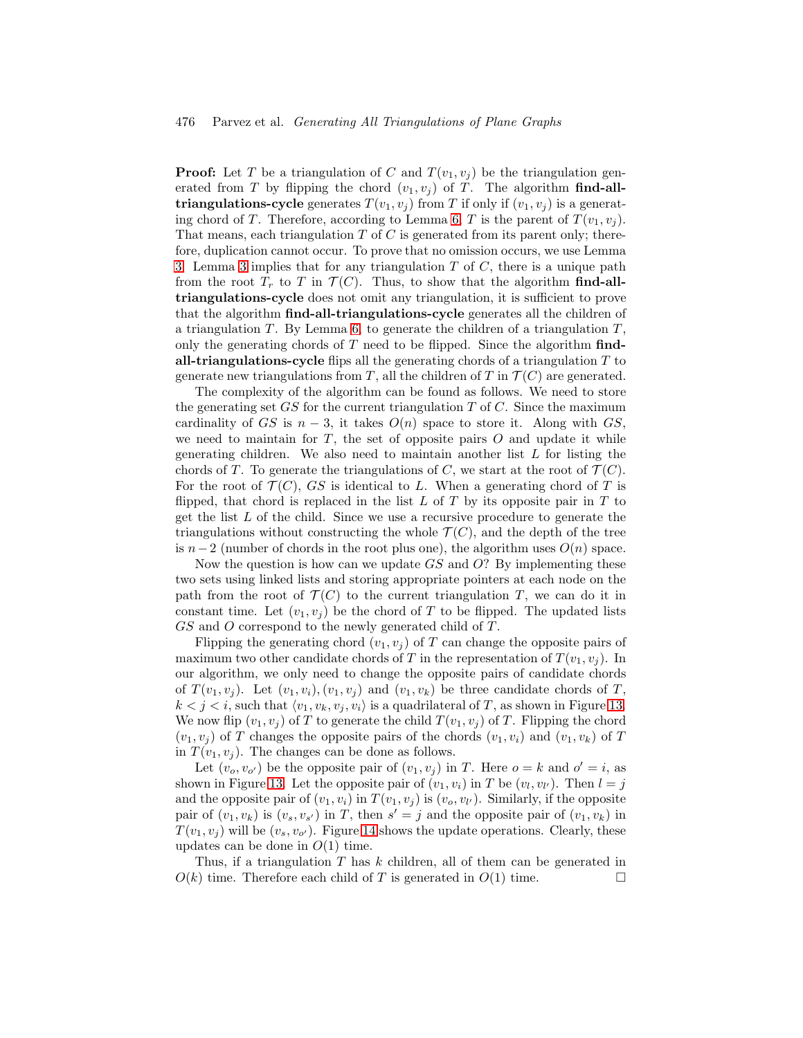**Proof:** Let $T$ be a triangulation of $C$ and $T(v_1, v_j)$ be the triangulation generated from $T$ by flipping the chord $(v_1, v_j)$ of $T$. The algorithm **find-all-triangulations-cycle** generates $T(v_1, v_j)$ from $T$ if only if $(v_1, v_j)$ is a generating chord of $T$. Therefore, according to Lemma 6, $T$ is the parent of $T(v_1, v_j)$. That means, each triangulation $T$ of $C$ is generated from its parent only; therefore, duplication cannot occur. To prove that no omission occurs, we use Lemma 3. Lemma 3 implies that for any triangulation $T$ of $C$, there is a unique path from the root $T_r$ to $T$ in $\mathcal{T}(C)$. Thus, to show that the algorithm **find-all-triangulations-cycle** does not omit any triangulation, it is sufficient to prove that the algorithm **find-all-triangulations-cycle** generates all the children of a triangulation $T$. By Lemma 6, to generate the children of a triangulation $T$, only the generating chords of $T$ need to be flipped. Since the algorithm **find-all-triangulations-cycle** flips all the generating chords of a triangulation $T$ to generate new triangulations from $T$, all the children of $T$ in $\mathcal{T}(C)$ are generated.

The complexity of the algorithm can be found as follows. We need to store the generating set $GS$ for the current triangulation $T$ of $C$. Since the maximum cardinality of $GS$ is $n-3$, it takes $O(n)$ space to store it. Along with $GS$, we need to maintain for $T$, the set of opposite pairs $O$ and update it while generating children. We also need to maintain another list $L$ for listing the chords of $T$. To generate the triangulations of $C$, we start at the root of $\mathcal{T}(C)$. For the root of $\mathcal{T}(C)$, $GS$ is identical to $L$. When a generating chord of $T$ is flipped, that chord is replaced in the list $L$ of $T$ by its opposite pair in $T$ to get the list $L$ of the child. Since we use a recursive procedure to generate the triangulations without constructing the whole $\mathcal{T}(C)$, and the depth of the tree is $n-2$ (number of chords in the root plus one), the algorithm uses $O(n)$ space.

Now the question is how can we update $GS$ and $O$? By implementing these two sets using linked lists and storing appropriate pointers at each node on the path from the root of $\mathcal{T}(C)$ to the current triangulation $T$, we can do it in constant time. Let $(v_1, v_j)$ be the chord of $T$ to be flipped. The updated lists $GS$ and $O$ correspond to the newly generated child of $T$.

Flipping the generating chord $(v_1, v_j)$ of $T$ can change the opposite pairs of maximum two other candidate chords of $T$ in the representation of $T(v_1, v_j)$. In our algorithm, we only need to change the opposite pairs of candidate chords of $T(v_1, v_j)$. Let $(v_1, v_i), (v_1, v_j)$ and $(v_1, v_k)$ be three candidate chords of $T$, $k < j < i$, such that $\langle v_1, v_k, v_j, v_i \rangle$ is a quadrilateral of $T$, as shown in Figure 13. We now flip $(v_1, v_j)$ of $T$ to generate the child $T(v_1, v_j)$ of $T$. Flipping the chord $(v_1, v_j)$ of $T$ changes the opposite pairs of the chords $(v_1, v_i)$ and $(v_1, v_k)$ of $T$ in $T(v_1, v_j)$. The changes can be done as follows.

Let $(v_o, v_{o'})$ be the opposite pair of $(v_1, v_j)$ in $T$. Here $o = k$ and $o' = i$, as shown in Figure 13. Let the opposite pair of $(v_1, v_i)$ in $T$ be $(v_l, v_{l'})$. Then $l = j$ and the opposite pair of $(v_1, v_i)$ in $T(v_1, v_j)$ is $(v_o, v_{l'})$. Similarly, if the opposite pair of $(v_1, v_k)$ is $(v_s, v_{s'})$ in $T$, then $s' = j$ and the opposite pair of $(v_1, v_k)$ in $T(v_1, v_j)$ will be $(v_s, v_{o'})$. Figure 14 shows the update operations. Clearly, these updates can be done in $O(1)$ time.

Thus, if a triangulation $T$ has $k$ children, all of them can be generated in $O(k)$ time. Therefore each child of $T$ is generated in $O(1)$ time. □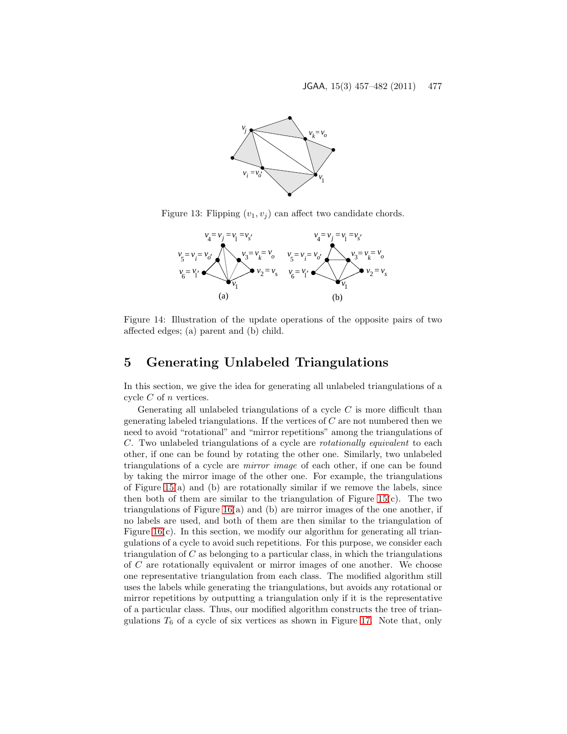Figure 13: Flipping $(v_1, v_j)$ can affect two candidate chords.

Figure 14: Illustration of the update operations of the opposite pairs of two affected edges; (a) parent and (b) child.

# 5 Generating Unlabeled Triangulations

In this section, we give the idea for generating all unlabeled triangulations of a cycle $C$ of $n$ vertices.

Generating all unlabeled triangulations of a cycle $C$ is more difficult than generating labeled triangulations. If the vertices of $C$ are not numbered then we need to avoid "rotational" and "mirror repetitions" among the triangulations of $C$. Two unlabeled triangulations of a cycle are *rotationally equivalent* to each other, if one can be found by rotating the other one. Similarly, two unlabeled triangulations of a cycle are *mirror image* of each other, if one can be found by taking the mirror image of the other one. For example, the triangulations of Figure 15(a) and (b) are rotationally similar if we remove the labels, since then both of them are similar to the triangulation of Figure 15(c). The two triangulations of Figure 16(a) and (b) are mirror images of the one another, if no labels are used, and both of them are then similar to the triangulation of Figure 16(c). In this section, we modify our algorithm for generating all triangulations of a cycle to avoid such repetitions. For this purpose, we consider each triangulation of $C$ as belonging to a particular class, in which the triangulations of $C$ are rotationally equivalent or mirror images of one another. We choose one representative triangulation from each class. The modified algorithm still uses the labels while generating the triangulations, but avoids any rotational or mirror repetitions by outputting a triangulation only if it is the representative of a particular class. Thus, our modified algorithm constructs the tree of triangulations $T_6$ of a cycle of six vertices as shown in Figure 17. Note that, only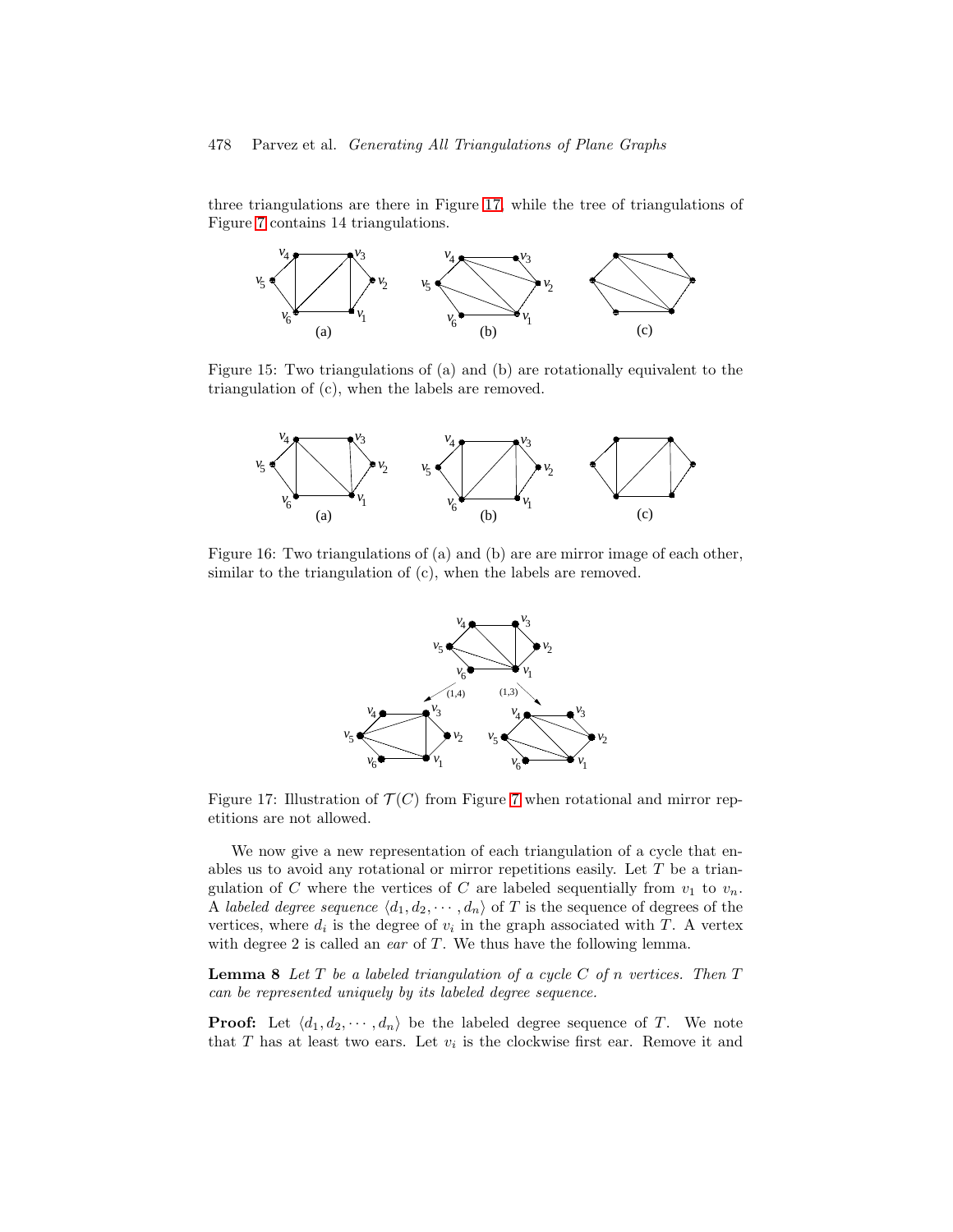three triangulations are there in Figure 17, while the tree of triangulations of Figure 7 contains 14 triangulations.

Figure 15: Two triangulations of (a) and (b) are rotationally equivalent to the triangulation of (c), when the labels are removed.

Figure 16: Two triangulations of (a) and (b) are are mirror image of each other, similar to the triangulation of (c), when the labels are removed.

Figure 17: Illustration of $\mathcal{T}(C)$ from Figure 7 when rotational and mirror repetitions are not allowed.

We now give a new representation of each triangulation of a cycle that enables us to avoid any rotational or mirror repetitions easily. Let $T$ be a triangulation of $C$ where the vertices of $C$ are labeled sequentially from $v_1$ to $v_n$. A *labeled degree sequence* $\langle d_1, d_2, \cdots, d_n \rangle$ of $T$ is the sequence of degrees of the vertices, where $d_i$ is the degree of $v_i$ in the graph associated with $T$. A vertex with degree 2 is called an *ear* of $T$. We thus have the following lemma.

**Lemma 8** *Let $T$ be a labeled triangulation of a cycle $C$ of $n$ vertices. Then $T$ can be represented uniquely by its labeled degree sequence.*

**Proof:** Let $\langle d_1, d_2, \cdots, d_n \rangle$ be the labeled degree sequence of $T$. We note that $T$ has at least two ears. Let $v_i$ is the clockwise first ear. Remove it and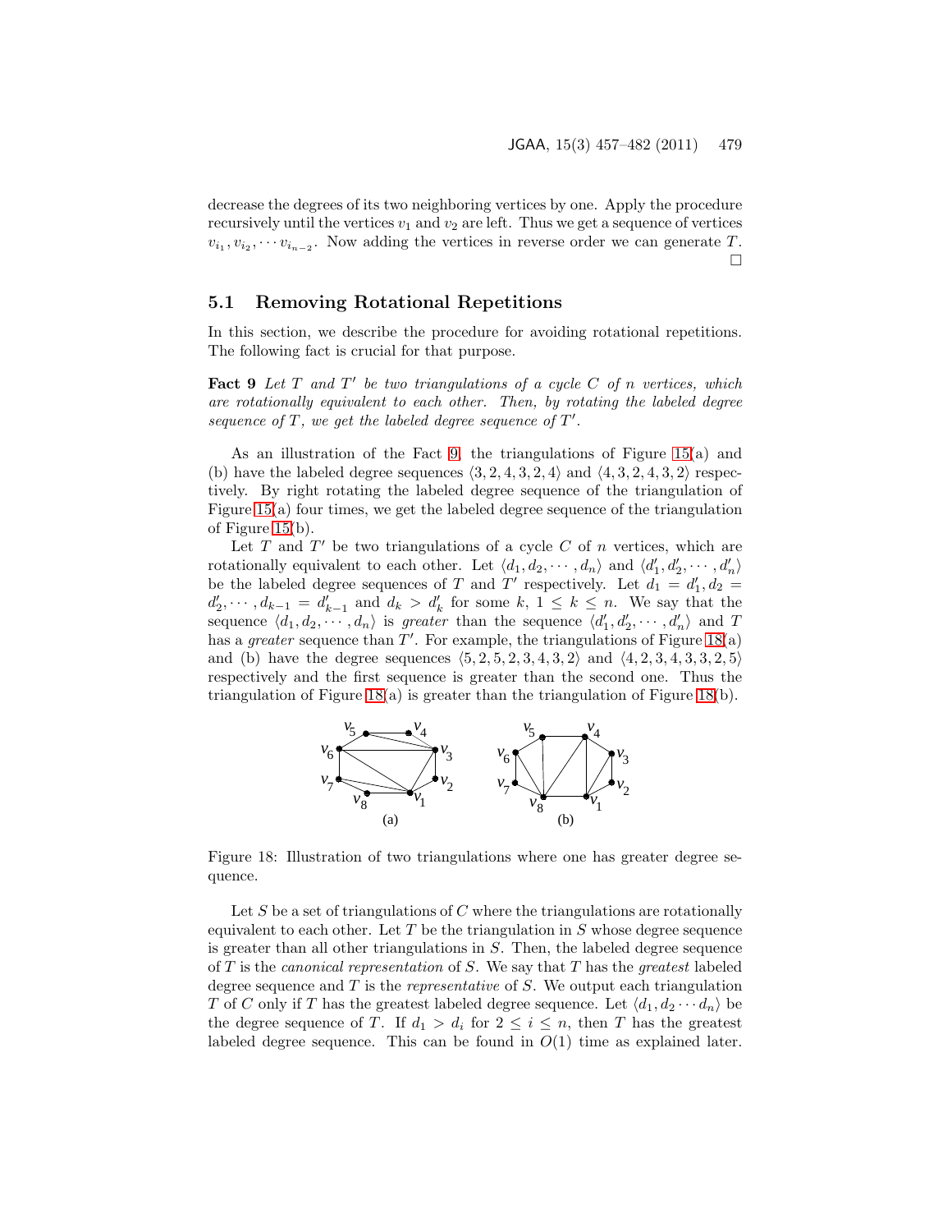decrease the degrees of its two neighboring vertices by one. Apply the procedure recursively until the vertices $v_1$ and $v_2$ are left. Thus we get a sequence of vertices $v_{i_1}, v_{i_2}, \cdots v_{i_{n-2}}$. Now adding the vertices in reverse order we can generate $T$. □

## 5.1 Removing Rotational Repetitions

In this section, we describe the procedure for avoiding rotational repetitions. The following fact is crucial for that purpose.

**Fact 9** *Let $T$ and $T'$ be two triangulations of a cycle $C$ of $n$ vertices, which are rotationally equivalent to each other. Then, by rotating the labeled degree sequence of $T$, we get the labeled degree sequence of $T'$.*

As an illustration of the Fact 9, the triangulations of Figure 15(a) and (b) have the labeled degree sequences $\langle 3, 2, 4, 3, 2, 4 \rangle$ and $\langle 4, 3, 2, 4, 3, 2 \rangle$ respectively. By right rotating the labeled degree sequence of the triangulation of Figure 15(a) four times, we get the labeled degree sequence of the triangulation of Figure 15(b).

Let $T$ and $T'$ be two triangulations of a cycle $C$ of $n$ vertices, which are rotationally equivalent to each other. Let $\langle d_1, d_2, \cdots, d_n \rangle$ and $\langle d'_1, d'_2, \cdots, d'_n \rangle$ be the labeled degree sequences of $T$ and $T'$ respectively. Let $d_1 = d'_1, d_2 = d'_2, \cdots, d_{k-1} = d'_{k-1}$ and $d_k > d'_k$ for some $k$, $1 \leq k \leq n$. We say that the sequence $\langle d_1, d_2, \cdots, d_n \rangle$ is *greater* than the sequence $\langle d'_1, d'_2, \cdots, d'_n \rangle$ and $T$ has a *greater* sequence than $T'$. For example, the triangulations of Figure 18(a) and (b) have the degree sequences $\langle 5, 2, 5, 2, 3, 4, 3, 2 \rangle$ and $\langle 4, 2, 3, 4, 3, 3, 2, 5 \rangle$ respectively and the first sequence is greater than the second one. Thus the triangulation of Figure 18(a) is greater than the triangulation of Figure 18(b).

Figure 18: Illustration of two triangulations where one has greater degree sequence.

Let $S$ be a set of triangulations of $C$ where the triangulations are rotationally equivalent to each other. Let $T$ be the triangulation in $S$ whose degree sequence is greater than all other triangulations in $S$. Then, the labeled degree sequence of $T$ is the *canonical representation* of $S$. We say that $T$ has the *greatest* labeled degree sequence and $T$ is the *representative* of $S$. We output each triangulation $T$ of $C$ only if $T$ has the greatest labeled degree sequence. Let $\langle d_1, d_2 \cdots d_n \rangle$ be the degree sequence of $T$. If $d_1 > d_i$ for $2 \leq i \leq n$, then $T$ has the greatest labeled degree sequence. This can be found in $O(1)$ time as explained later.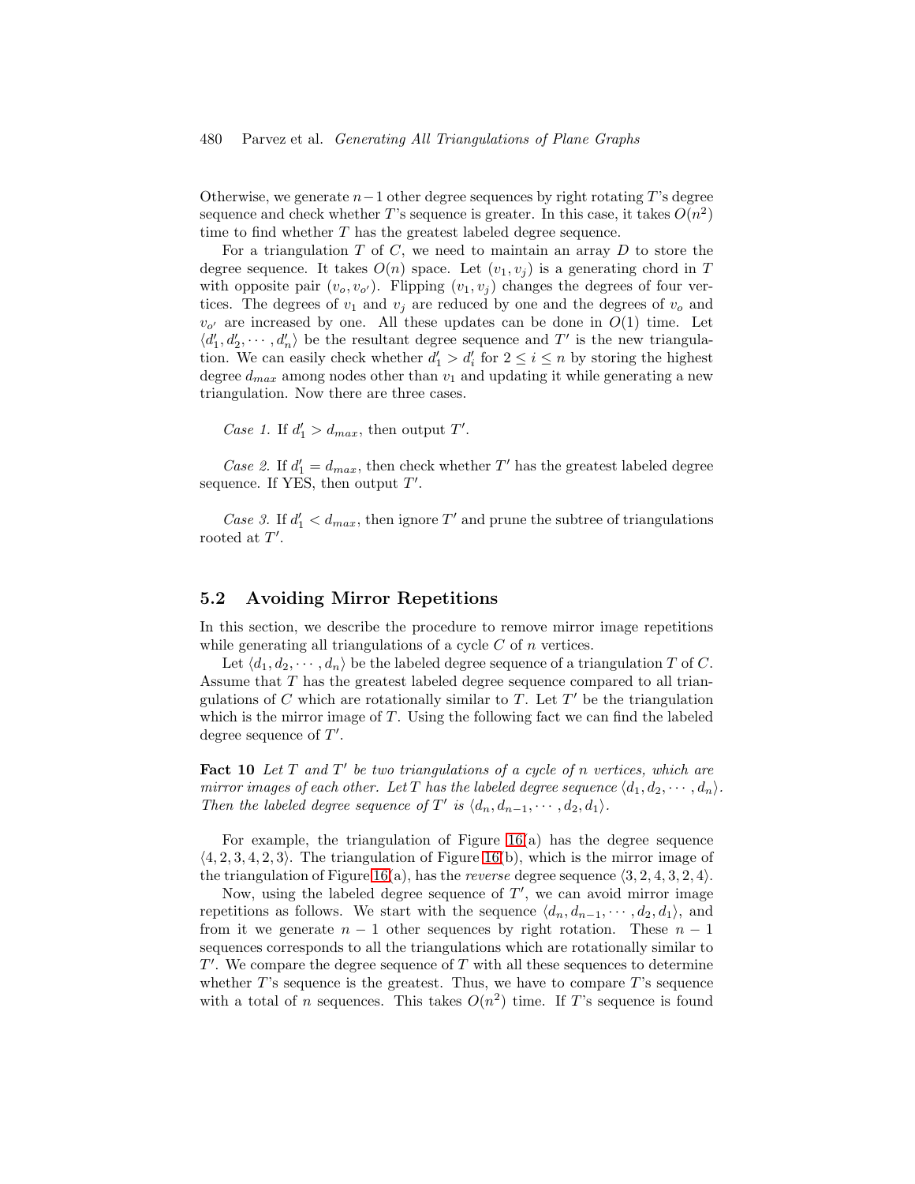Otherwise, we generate $n-1$ other degree sequences by right rotating $T$'s degree sequence and check whether $T$'s sequence is greater. In this case, it takes $O(n^2)$ time to find whether $T$ has the greatest labeled degree sequence.

For a triangulation $T$ of $C$, we need to maintain an array $D$ to store the degree sequence. It takes $O(n)$ space. Let $(v_1, v_j)$ is a generating chord in $T$ with opposite pair $(v_o, v_{o'})$. Flipping $(v_1, v_j)$ changes the degrees of four vertices. The degrees of $v_1$ and $v_j$ are reduced by one and the degrees of $v_o$ and $v_{o'}$ are increased by one. All these updates can be done in $O(1)$ time. Let $\langle d'_1, d'_2, \cdots, d'_n \rangle$ be the resultant degree sequence and $T'$ is the new triangulation. We can easily check whether $d'_1 > d'_i$ for $2 \leq i \leq n$ by storing the highest degree $d_{max}$ among nodes other than $v_1$ and updating it while generating a new triangulation. Now there are three cases.

*Case 1.* If $d'_1 > d_{max}$, then output $T'$.

*Case 2.* If $d'_1 = d_{max}$, then check whether $T'$ has the greatest labeled degree sequence. If YES, then output $T'$.

*Case 3.* If $d'_1 < d_{max}$, then ignore $T'$ and prune the subtree of triangulations rooted at $T'$.

## 5.2 Avoiding Mirror Repetitions

In this section, we describe the procedure to remove mirror image repetitions while generating all triangulations of a cycle $C$ of $n$ vertices.

Let $\langle d_1, d_2, \cdots, d_n \rangle$ be the labeled degree sequence of a triangulation $T$ of $C$. Assume that $T$ has the greatest labeled degree sequence compared to all triangulations of $C$ which are rotationally similar to $T$. Let $T'$ be the triangulation which is the mirror image of $T$. Using the following fact we can find the labeled degree sequence of $T'$.

**Fact 10** *Let $T$ and $T'$ be two triangulations of a cycle of $n$ vertices, which are mirror images of each other. Let $T$ has the labeled degree sequence $\langle d_1, d_2, \cdots, d_n \rangle$. Then the labeled degree sequence of $T'$ is $\langle d_n, d_{n-1}, \cdots, d_2, d_1 \rangle$.*

For example, the triangulation of Figure 16(a) has the degree sequence $\langle 4, 2, 3, 4, 2, 3 \rangle$. The triangulation of Figure 16(b), which is the mirror image of the triangulation of Figure 16(a), has the *reverse* degree sequence $\langle 3, 2, 4, 3, 2, 4 \rangle$.

Now, using the labeled degree sequence of $T'$, we can avoid mirror image repetitions as follows. We start with the sequence $\langle d_n, d_{n-1}, \cdots, d_2, d_1 \rangle$, and from it we generate $n-1$ other sequences by right rotation. These $n-1$ sequences corresponds to all the triangulations which are rotationally similar to $T'$. We compare the degree sequence of $T$ with all these sequences to determine whether $T$'s sequence is the greatest. Thus, we have to compare $T$'s sequence with a total of $n$ sequences. This takes $O(n^2)$ time. If $T$'s sequence is found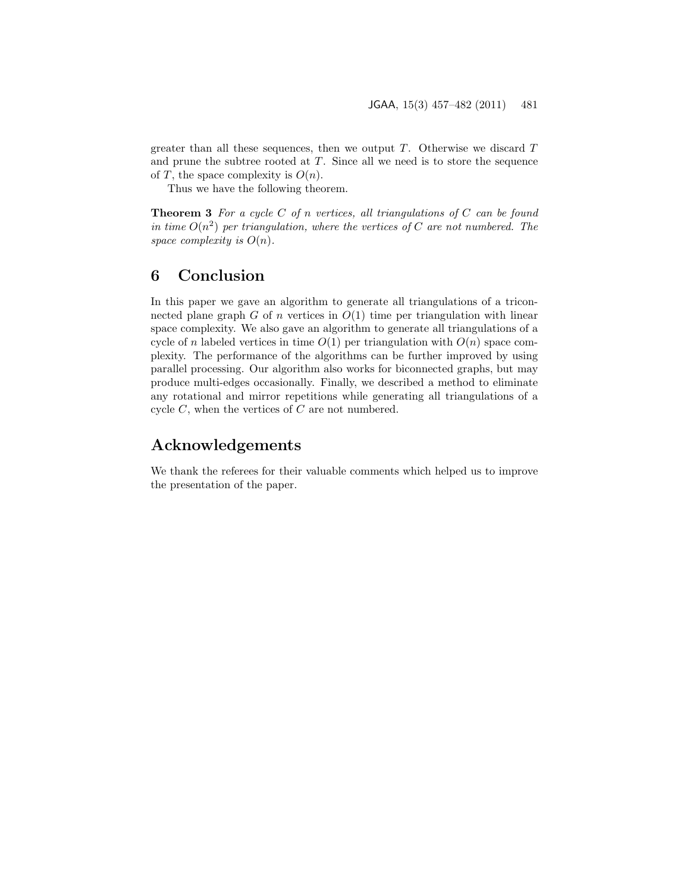greater than all these sequences, then we output $T$. Otherwise we discard $T$ and prune the subtree rooted at $T$. Since all we need is to store the sequence of $T$, the space complexity is $O(n)$.

Thus we have the following theorem.

**Theorem 3** *For a cycle $C$ of $n$ vertices, all triangulations of $C$ can be found in time $O(n^2)$ per triangulation, where the vertices of $C$ are not numbered. The space complexity is $O(n)$.*

# 6 Conclusion

In this paper we gave an algorithm to generate all triangulations of a triconnected plane graph $G$ of $n$ vertices in $O(1)$ time per triangulation with linear space complexity. We also gave an algorithm to generate all triangulations of a cycle of $n$ labeled vertices in time $O(1)$ per triangulation with $O(n)$ space complexity. The performance of the algorithms can be further improved by using parallel processing. Our algorithm also works for biconnected graphs, but may produce multi-edges occasionally. Finally, we described a method to eliminate any rotational and mirror repetitions while generating all triangulations of a cycle $C$, when the vertices of $C$ are not numbered.

# Acknowledgements

We thank the referees for their valuable comments which helped us to improve the presentation of the paper.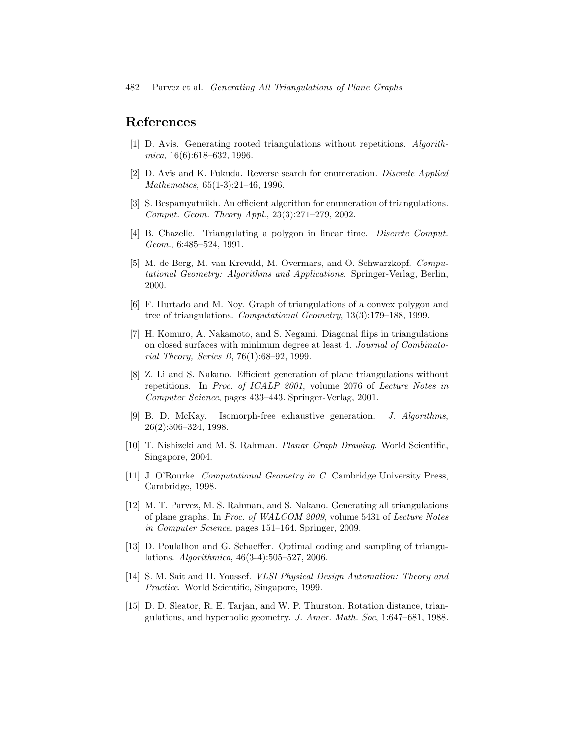## References

[1] D. Avis. Generating rooted triangulations without repetitions. *Algorithmica*, 16(6):618–632, 1996.

[2] D. Avis and K. Fukuda. Reverse search for enumeration. *Discrete Applied Mathematics*, 65(1-3):21–46, 1996.

[3] S. Bespamyatnikh. An efficient algorithm for enumeration of triangulations. *Comput. Geom. Theory Appl.*, 23(3):271–279, 2002.

[4] B. Chazelle. Triangulating a polygon in linear time. *Discrete Comput. Geom.*, 6:485–524, 1991.

[5] M. de Berg, M. van Krevald, M. Overmars, and O. Schwarzkopf. *Computational Geometry: Algorithms and Applications*. Springer-Verlag, Berlin, 2000.

[6] F. Hurtado and M. Noy. Graph of triangulations of a convex polygon and tree of triangulations. *Computational Geometry*, 13(3):179–188, 1999.

[7] H. Komuro, A. Nakamoto, and S. Negami. Diagonal flips in triangulations on closed surfaces with minimum degree at least 4. *Journal of Combinatorial Theory, Series B*, 76(1):68–92, 1999.

[8] Z. Li and S. Nakano. Efficient generation of plane triangulations without repetitions. In *Proc. of ICALP 2001*, volume 2076 of *Lecture Notes in Computer Science*, pages 433–443. Springer-Verlag, 2001.

[9] B. D. McKay. Isomorph-free exhaustive generation. *J. Algorithms*, 26(2):306–324, 1998.

[10] T. Nishizeki and M. S. Rahman. *Planar Graph Drawing*. World Scientific, Singapore, 2004.

[11] J. O'Rourke. *Computational Geometry in C*. Cambridge University Press, Cambridge, 1998.

[12] M. T. Parvez, M. S. Rahman, and S. Nakano. Generating all triangulations of plane graphs. In *Proc. of WALCOM 2009*, volume 5431 of *Lecture Notes in Computer Science*, pages 151–164. Springer, 2009.

[13] D. Poulalhon and G. Schaeffer. Optimal coding and sampling of triangulations. *Algorithmica*, 46(3-4):505–527, 2006.

[14] S. M. Sait and H. Youssef. *VLSI Physical Design Automation: Theory and Practice*. World Scientific, Singapore, 1999.

[15] D. D. Sleator, R. E. Tarjan, and W. P. Thurston. Rotation distance, triangulations, and hyperbolic geometry. *J. Amer. Math. Soc*, 1:647–681, 1988.